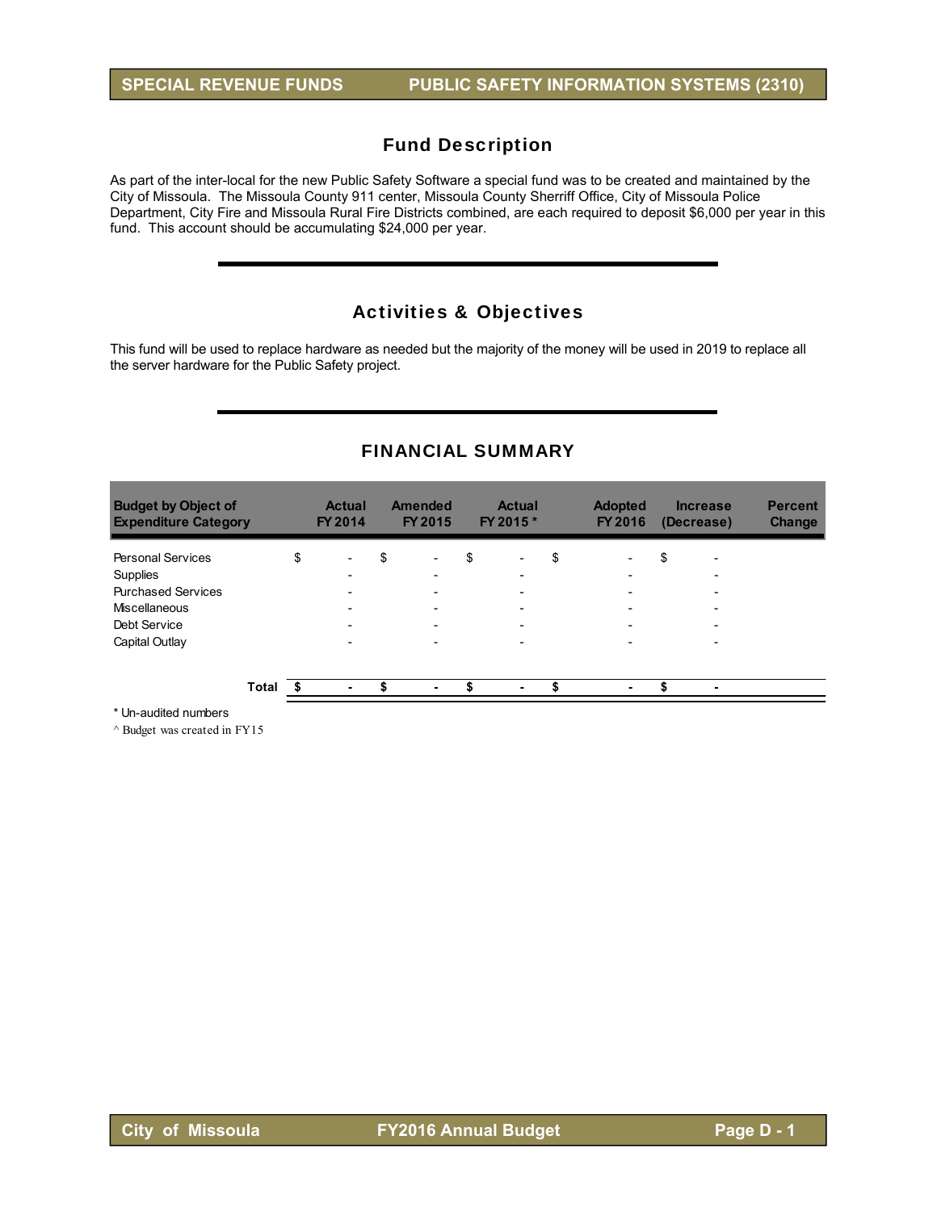SPECIAL REVENUE FUNDS — PUBLIC SAFETY INFORMATION SYSTEMS (2310)

## Fund Description

As part of the inter-local for the new Public Safety Software a special fund was to be created and maintained by the City of Missoula. The Missoula County 911 center, Missoula County Sherriff Office, City of Missoula Police Department, City Fire and Missoula Rural Fire Districts combined, are each required to deposit $6,000 per year in this fund. This account should be accumulating $24,000 per year.

## Activities & Objectives

This fund will be used to replace hardware as needed but the majority of the money will be used in 2019 to replace all the server hardware for the Public Safety project.

## FINANCIAL SUMMARY

| Budget by Object of Expenditure Category | Actual FY 2014 | Amended FY 2015 | Actual FY 2015 * | Adopted FY 2016 | Increase (Decrease) | Percent Change |
|---|---|---|---|---|---|---|
| Personal Services | $ - | $ - | $ - | $ - | $ - | |
| Supplies | - | - | - | - | - | |
| Purchased Services | - | - | - | - | - | |
| Miscellaneous | - | - | - | - | - | |
| Debt Service | - | - | - | - | - | |
| Capital Outlay | - | - | - | - | - | |
| **Total** | **$ -** | **$ -** | **$ -** | **$ -** | **$ -** | |

\* Un-audited numbers

^ Budget was created in FY15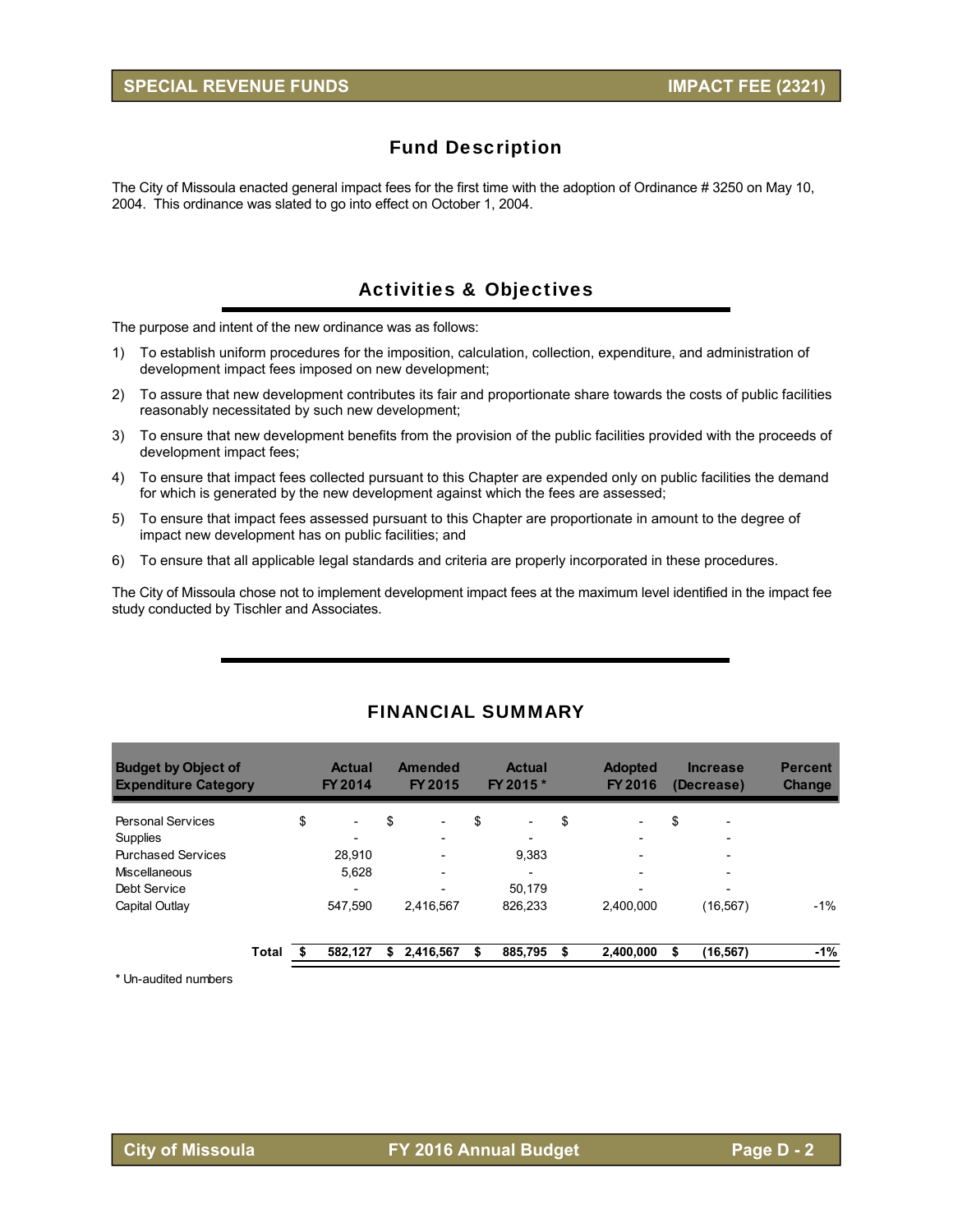## Fund Description

The City of Missoula enacted general impact fees for the first time with the adoption of Ordinance # 3250 on May 10, 2004. This ordinance was slated to go into effect on October 1, 2004.

## Activities & Objectives

The purpose and intent of the new ordinance was as follows:

1) To establish uniform procedures for the imposition, calculation, collection, expenditure, and administration of development impact fees imposed on new development;
2) To assure that new development contributes its fair and proportionate share towards the costs of public facilities reasonably necessitated by such new development;
3) To ensure that new development benefits from the provision of the public facilities provided with the proceeds of development impact fees;
4) To ensure that impact fees collected pursuant to this Chapter are expended only on public facilities the demand for which is generated by the new development against which the fees are assessed;
5) To ensure that impact fees assessed pursuant to this Chapter are proportionate in amount to the degree of impact new development has on public facilities; and
6) To ensure that all applicable legal standards and criteria are properly incorporated in these procedures.

The City of Missoula chose not to implement development impact fees at the maximum level identified in the impact fee study conducted by Tischler and Associates.

## FINANCIAL SUMMARY

| Budget by Object of Expenditure Category | Actual FY 2014 | Amended FY 2015 | Actual FY 2015 * | Adopted FY 2016 | Increase (Decrease) | Percent Change |
|---|---|---|---|---|---|---|
| Personal Services | $ - | $ - | $ - | $ - | $ - | |
| Supplies | - | - | - | - | - | |
| Purchased Services | 28,910 | - | 9,383 | - | - | |
| Miscellaneous | 5,628 | - | - | - | - | |
| Debt Service | - | - | 50,179 | - | - | |
| Capital Outlay | 547,590 | 2,416,567 | 826,233 | 2,400,000 | (16,567) | -1% |
| **Total** | **$ 582,127** | **$ 2,416,567** | **$ 885,795** | **$ 2,400,000** | **$ (16,567)** | **-1%** |

* Un-audited numbers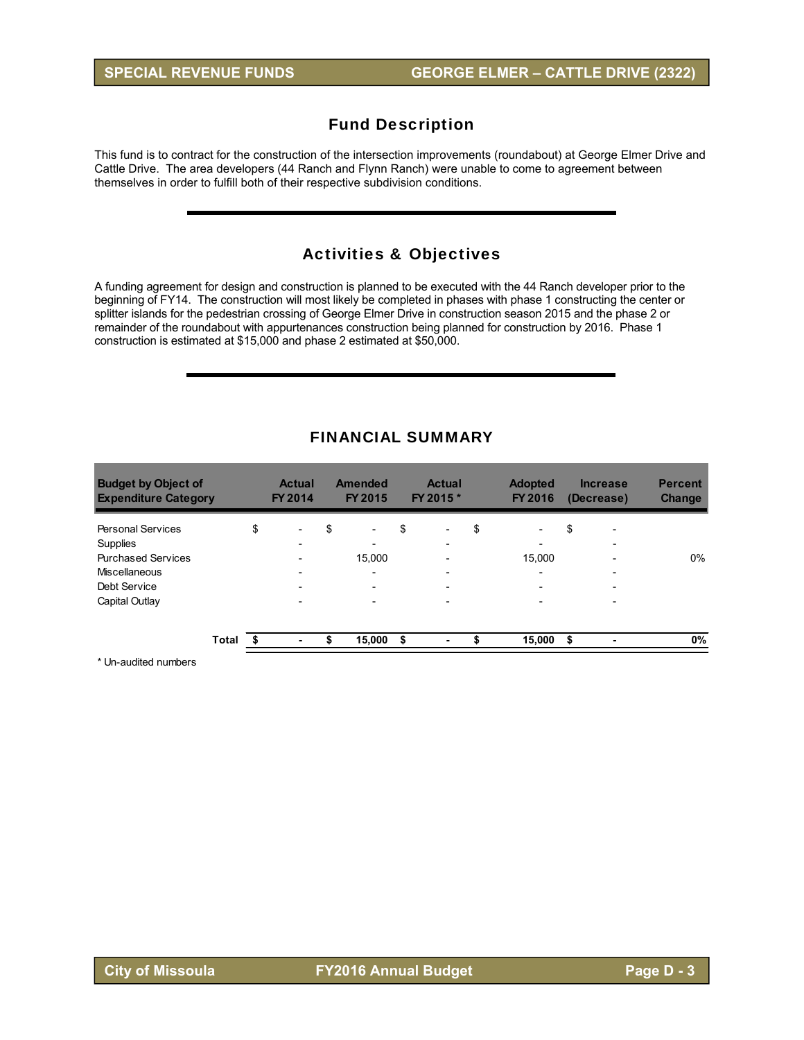## SPECIAL REVENUE FUNDS — GEORGE ELMER – CATTLE DRIVE (2322)

## Fund Description

This fund is to contract for the construction of the intersection improvements (roundabout) at George Elmer Drive and Cattle Drive. The area developers (44 Ranch and Flynn Ranch) were unable to come to agreement between themselves in order to fulfill both of their respective subdivision conditions.

## Activities & Objectives

A funding agreement for design and construction is planned to be executed with the 44 Ranch developer prior to the beginning of FY14. The construction will most likely be completed in phases with phase 1 constructing the center or splitter islands for the pedestrian crossing of George Elmer Drive in construction season 2015 and the phase 2 or remainder of the roundabout with appurtenances construction being planned for construction by 2016. Phase 1 construction is estimated at $15,000 and phase 2 estimated at $50,000.

## FINANCIAL SUMMARY

| Budget by Object of Expenditure Category | Actual FY 2014 | Amended FY 2015 | Actual FY 2015 * | Adopted FY 2016 | Increase (Decrease) | Percent Change |
|---|---|---|---|---|---|---|
| Personal Services | $ - | $ - | $ - | $ - | $ - | |
| Supplies | - | - | - | - | - | |
| Purchased Services | - | 15,000 | - | 15,000 | - | 0% |
| Miscellaneous | - | - | - | - | - | |
| Debt Service | - | - | - | - | - | |
| Capital Outlay | - | - | - | - | - | |
| **Total** | **$ -** | **$ 15,000** | **$ -** | **$ 15,000** | **$ -** | **0%** |

\* Un-audited numbers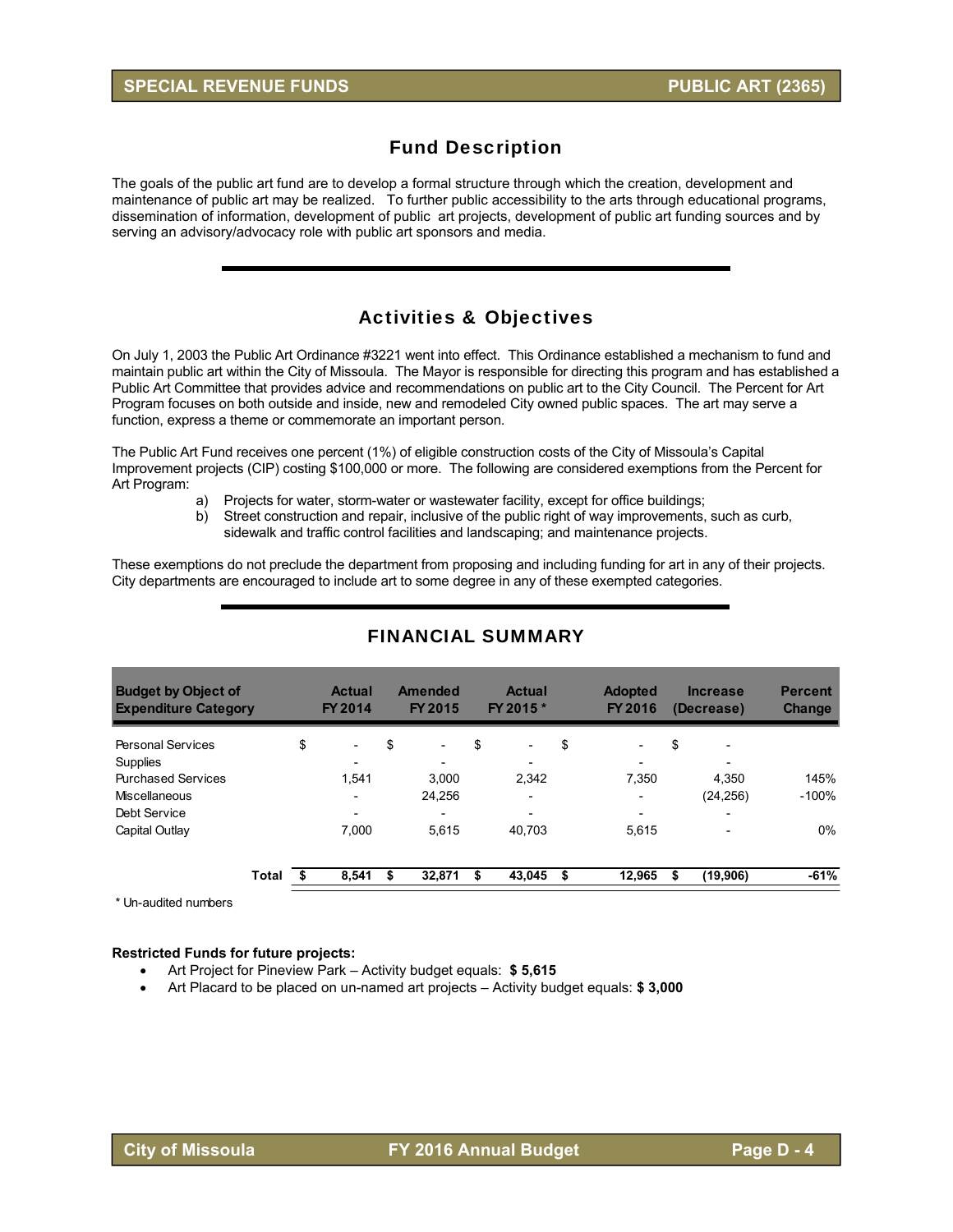# SPECIAL REVENUE FUNDS — PUBLIC ART (2365)

## Fund Description

The goals of the public art fund are to develop a formal structure through which the creation, development and maintenance of public art may be realized. To further public accessibility to the arts through educational programs, dissemination of information, development of public art projects, development of public art funding sources and by serving an advisory/advocacy role with public art sponsors and media.

## Activities & Objectives

On July 1, 2003 the Public Art Ordinance #3221 went into effect. This Ordinance established a mechanism to fund and maintain public art within the City of Missoula. The Mayor is responsible for directing this program and has established a Public Art Committee that provides advice and recommendations on public art to the City Council. The Percent for Art Program focuses on both outside and inside, new and remodeled City owned public spaces. The art may serve a function, express a theme or commemorate an important person.

The Public Art Fund receives one percent (1%) of eligible construction costs of the City of Missoula's Capital Improvement projects (CIP) costing $100,000 or more. The following are considered exemptions from the Percent for Art Program:

a) Projects for water, storm-water or wastewater facility, except for office buildings;
b) Street construction and repair, inclusive of the public right of way improvements, such as curb, sidewalk and traffic control facilities and landscaping; and maintenance projects.

These exemptions do not preclude the department from proposing and including funding for art in any of their projects. City departments are encouraged to include art to some degree in any of these exempted categories.

## FINANCIAL SUMMARY

| Budget by Object of Expenditure Category | Actual FY 2014 | Amended FY 2015 | Actual FY 2015 * | Adopted FY 2016 | Increase (Decrease) | Percent Change |
|---|---|---|---|---|---|---|
| Personal Services | $ - | $ - | $ - | $ - | $ - | |
| Supplies | - | - | - | - | - | |
| Purchased Services | 1,541 | 3,000 | 2,342 | 7,350 | 4,350 | 145% |
| Miscellaneous | - | 24,256 | - | - | (24,256) | -100% |
| Debt Service | - | - | - | - | - | |
| Capital Outlay | 7,000 | 5,615 | 40,703 | 5,615 | - | 0% |
| **Total** | **$ 8,541** | **$ 32,871** | **$ 43,045** | **$ 12,965** | **$ (19,906)** | **-61%** |

* Un-audited numbers

**Restricted Funds for future projects:**

- Art Project for Pineview Park – Activity budget equals: **$ 5,615**
- Art Placard to be placed on un-named art projects – Activity budget equals: **$ 3,000**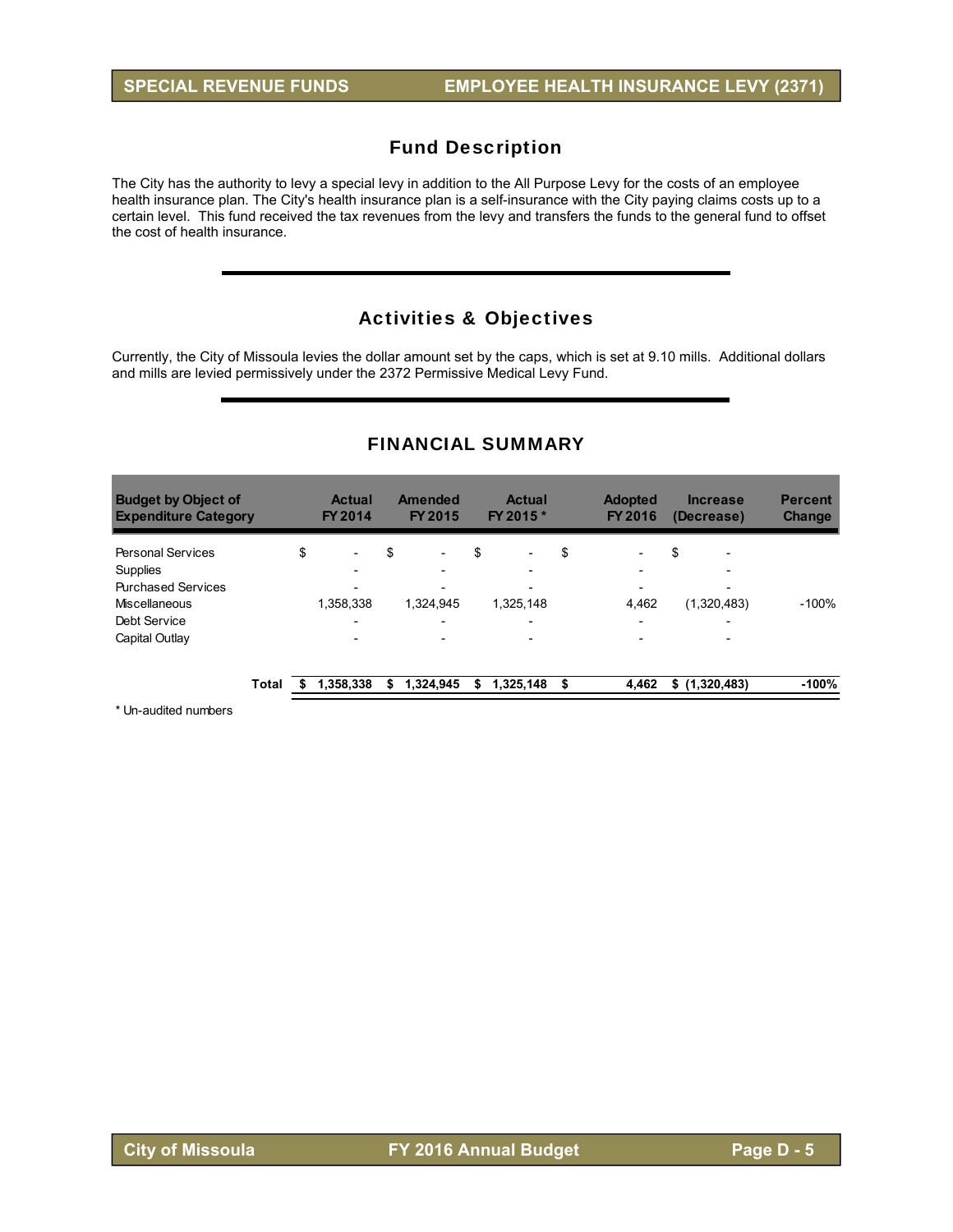## SPECIAL REVENUE FUNDS — EMPLOYEE HEALTH INSURANCE LEVY (2371)

## Fund Description

The City has the authority to levy a special levy in addition to the All Purpose Levy for the costs of an employee health insurance plan. The City's health insurance plan is a self-insurance with the City paying claims costs up to a certain level. This fund received the tax revenues from the levy and transfers the funds to the general fund to offset the cost of health insurance.

## Activities & Objectives

Currently, the City of Missoula levies the dollar amount set by the caps, which is set at 9.10 mills. Additional dollars and mills are levied permissively under the 2372 Permissive Medical Levy Fund.

## FINANCIAL SUMMARY

| Budget by Object of Expenditure Category | Actual FY 2014 | Amended FY 2015 | Actual FY 2015 * | Adopted FY 2016 | Increase (Decrease) | Percent Change |
|---|---|---|---|---|---|---|
| Personal Services | $ - | $ - | $ - | $ - | $ - | |
| Supplies | - | - | - | - | - | |
| Purchased Services | - | - | - | - | - | |
| Miscellaneous | 1,358,338 | 1,324,945 | 1,325,148 | 4,462 | (1,320,483) | -100% |
| Debt Service | - | - | - | - | - | |
| Capital Outlay | - | - | - | - | - | |
| **Total** | **$ 1,358,338** | **$ 1,324,945** | **$ 1,325,148** | **$ 4,462** | **$ (1,320,483)** | **-100%** |

\* Un-audited numbers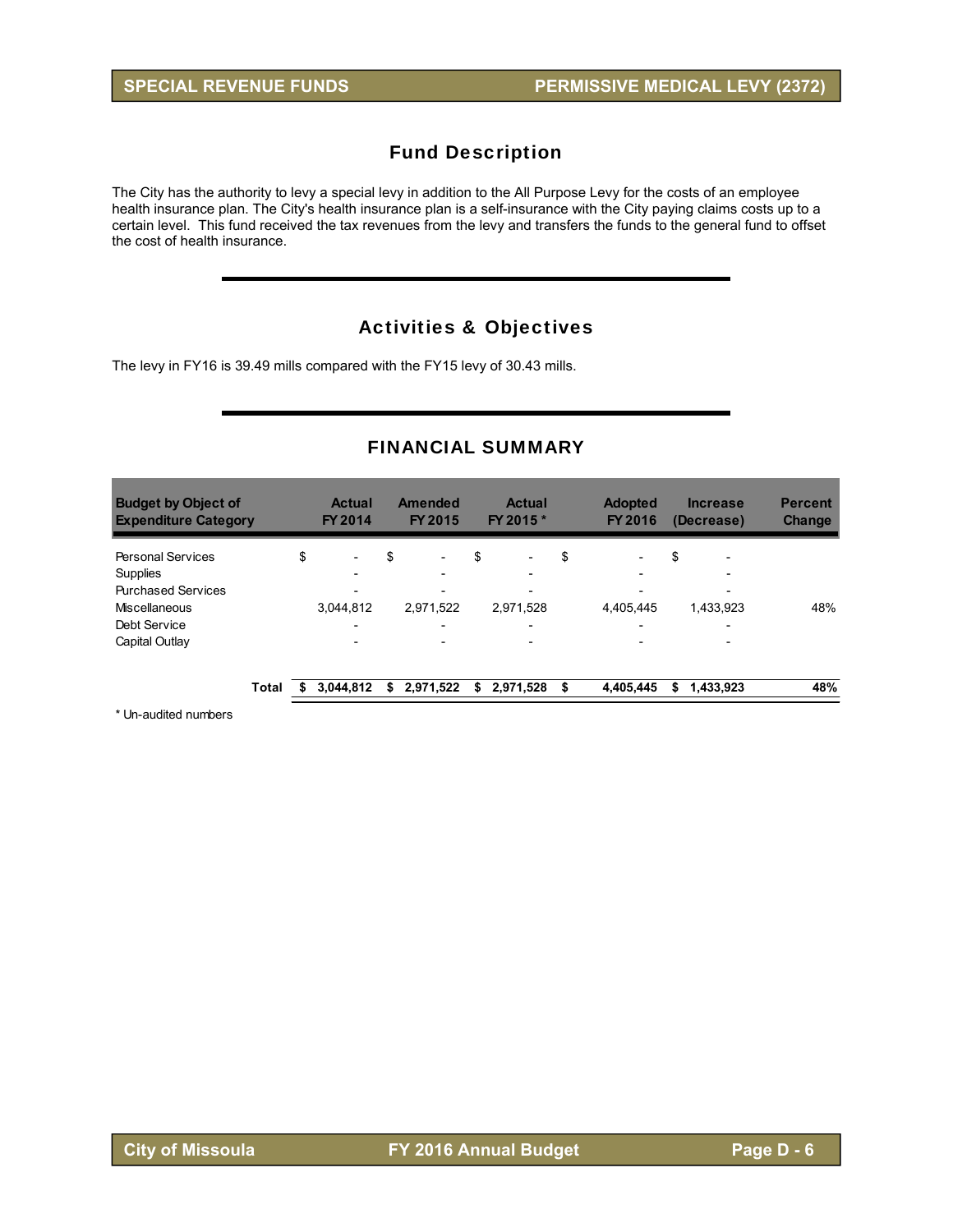# SPECIAL REVENUE FUNDS — PERMISSIVE MEDICAL LEVY (2372)

## Fund Description

The City has the authority to levy a special levy in addition to the All Purpose Levy for the costs of an employee health insurance plan. The City's health insurance plan is a self-insurance with the City paying claims costs up to a certain level. This fund received the tax revenues from the levy and transfers the funds to the general fund to offset the cost of health insurance.

## Activities & Objectives

The levy in FY16 is 39.49 mills compared with the FY15 levy of 30.43 mills.

## FINANCIAL SUMMARY

| Budget by Object of Expenditure Category | Actual FY 2014 | Amended FY 2015 | Actual FY 2015 * | Adopted FY 2016 | Increase (Decrease) | Percent Change |
|---|---|---|---|---|---|---|
| Personal Services | $ - | $ - | $ - | $ - | $ - | |
| Supplies | - | - | - | - | - | |
| Purchased Services | - | - | - | - | - | |
| Miscellaneous | 3,044,812 | 2,971,522 | 2,971,528 | 4,405,445 | 1,433,923 | 48% |
| Debt Service | - | - | - | - | - | |
| Capital Outlay | - | - | - | - | - | |
| **Total** | **$ 3,044,812** | **$ 2,971,522** | **$ 2,971,528** | **$ 4,405,445** | **$ 1,433,923** | **48%** |

\* Un-audited numbers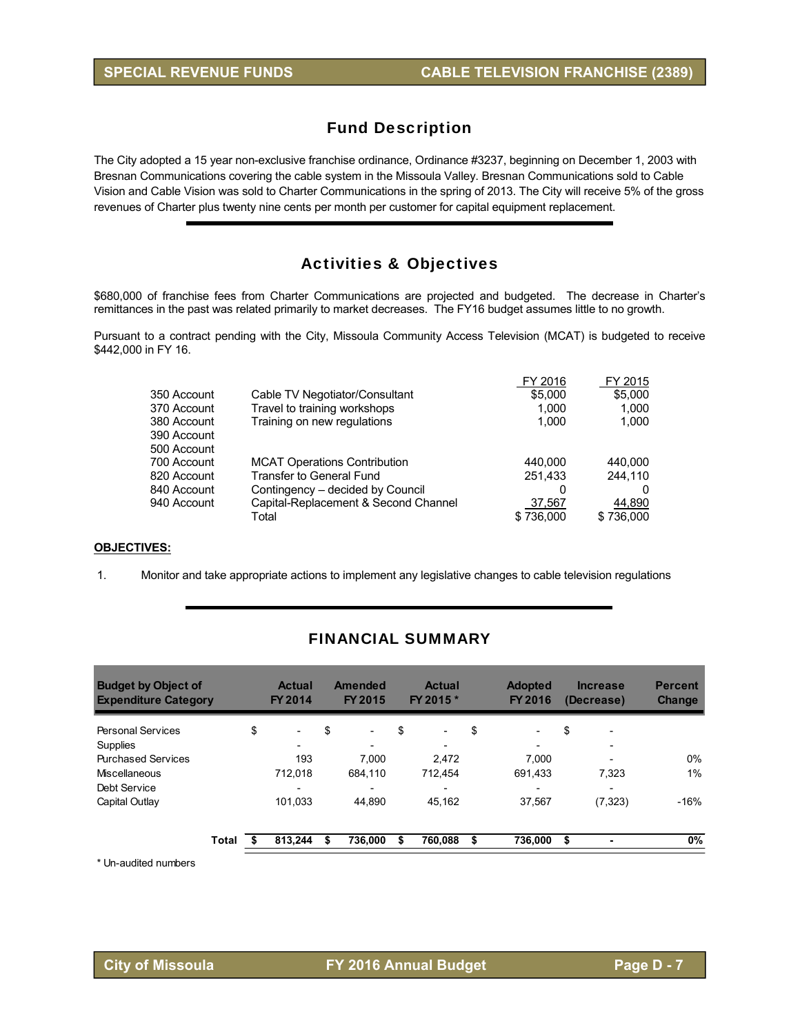# SPECIAL REVENUE FUNDS — CABLE TELEVISION FRANCHISE (2389)

## Fund Description

The City adopted a 15 year non-exclusive franchise ordinance, Ordinance #3237, beginning on December 1, 2003 with Bresnan Communications covering the cable system in the Missoula Valley. Bresnan Communications sold to Cable Vision and Cable Vision was sold to Charter Communications in the spring of 2013. The City will receive 5% of the gross revenues of Charter plus twenty nine cents per month per customer for capital equipment replacement.

## Activities & Objectives

$680,000 of franchise fees from Charter Communications are projected and budgeted. The decrease in Charter's remittances in the past was related primarily to market decreases. The FY16 budget assumes little to no growth.

Pursuant to a contract pending with the City, Missoula Community Access Television (MCAT) is budgeted to receive $442,000 in FY 16.

| | | FY 2016 | FY 2015 |
|---|---|---|---|
| 350 Account | Cable TV Negotiator/Consultant | $5,000 | $5,000 |
| 370 Account | Travel to training workshops | 1,000 | 1,000 |
| 380 Account | Training on new regulations | 1,000 | 1,000 |
| 390 Account | | | |
| 500 Account | | | |
| 700 Account | MCAT Operations Contribution | 440,000 | 440,000 |
| 820 Account | Transfer to General Fund | 251,433 | 244,110 |
| 840 Account | Contingency – decided by Council | 0 | 0 |
| 940 Account | Capital-Replacement & Second Channel | 37,567 | 44,890 |
| | Total | $ 736,000 | $ 736,000 |

**OBJECTIVES:**

1. Monitor and take appropriate actions to implement any legislative changes to cable television regulations

## FINANCIAL SUMMARY

| Budget by Object of Expenditure Category | Actual FY 2014 | Amended FY 2015 | Actual FY 2015 * | Adopted FY 2016 | Increase (Decrease) | Percent Change |
|---|---|---|---|---|---|---|
| Personal Services | $ - | $ - | $ - | $ - | $ - | |
| Supplies | - | - | - | - | - | |
| Purchased Services | 193 | 7,000 | 2,472 | 7,000 | - | 0% |
| Miscellaneous | 712,018 | 684,110 | 712,454 | 691,433 | 7,323 | 1% |
| Debt Service | - | - | - | - | - | |
| Capital Outlay | 101,033 | 44,890 | 45,162 | 37,567 | (7,323) | -16% |
| **Total** | **$ 813,244** | **$ 736,000** | **$ 760,088** | **$ 736,000** | **$ -** | **0%** |

\* Un-audited numbers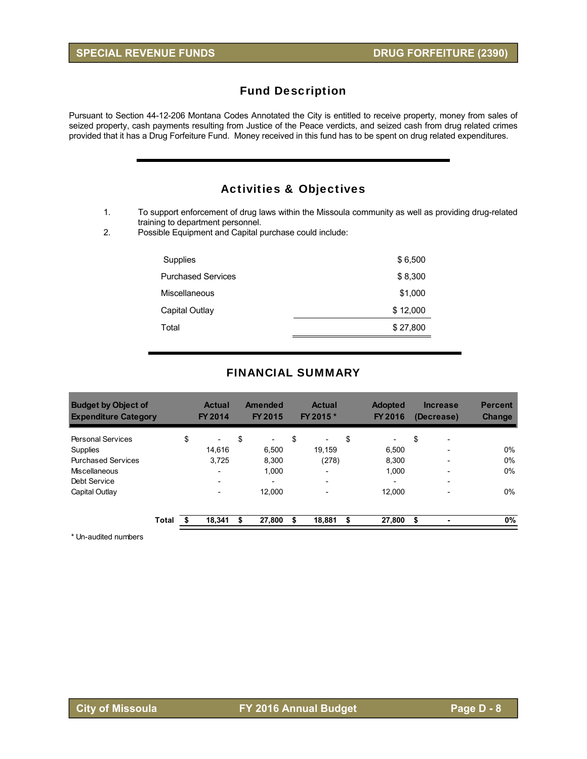## Fund Description

Pursuant to Section 44-12-206 Montana Codes Annotated the City is entitled to receive property, money from sales of seized property, cash payments resulting from Justice of the Peace verdicts, and seized cash from drug related crimes provided that it has a Drug Forfeiture Fund. Money received in this fund has to be spent on drug related expenditures.

## Activities & Objectives

1. To support enforcement of drug laws within the Missoula community as well as providing drug-related training to department personnel.
2. Possible Equipment and Capital purchase could include:

| | |
|---|---|
| Supplies | $ 6,500 |
| Purchased Services | $ 8,300 |
| Miscellaneous | $1,000 |
| Capital Outlay | $ 12,000 |
| Total | $ 27,800 |

## FINANCIAL SUMMARY

| Budget by Object of Expenditure Category | Actual FY 2014 | Amended FY 2015 | Actual FY 2015 * | Adopted FY 2016 | Increase (Decrease) | Percent Change |
|---|---|---|---|---|---|---|
| Personal Services | $ - | $ - | $ - | $ - | $ - | |
| Supplies | 14,616 | 6,500 | 19,159 | 6,500 | - | 0% |
| Purchased Services | 3,725 | 8,300 | (278) | 8,300 | - | 0% |
| Miscellaneous | - | 1,000 | - | 1,000 | - | 0% |
| Debt Service | - | - | - | - | - | |
| Capital Outlay | - | 12,000 | - | 12,000 | - | 0% |
| **Total** | **$ 18,341** | **$ 27,800** | **$ 18,881** | **$ 27,800** | **$ -** | **0%** |

\* Un-audited numbers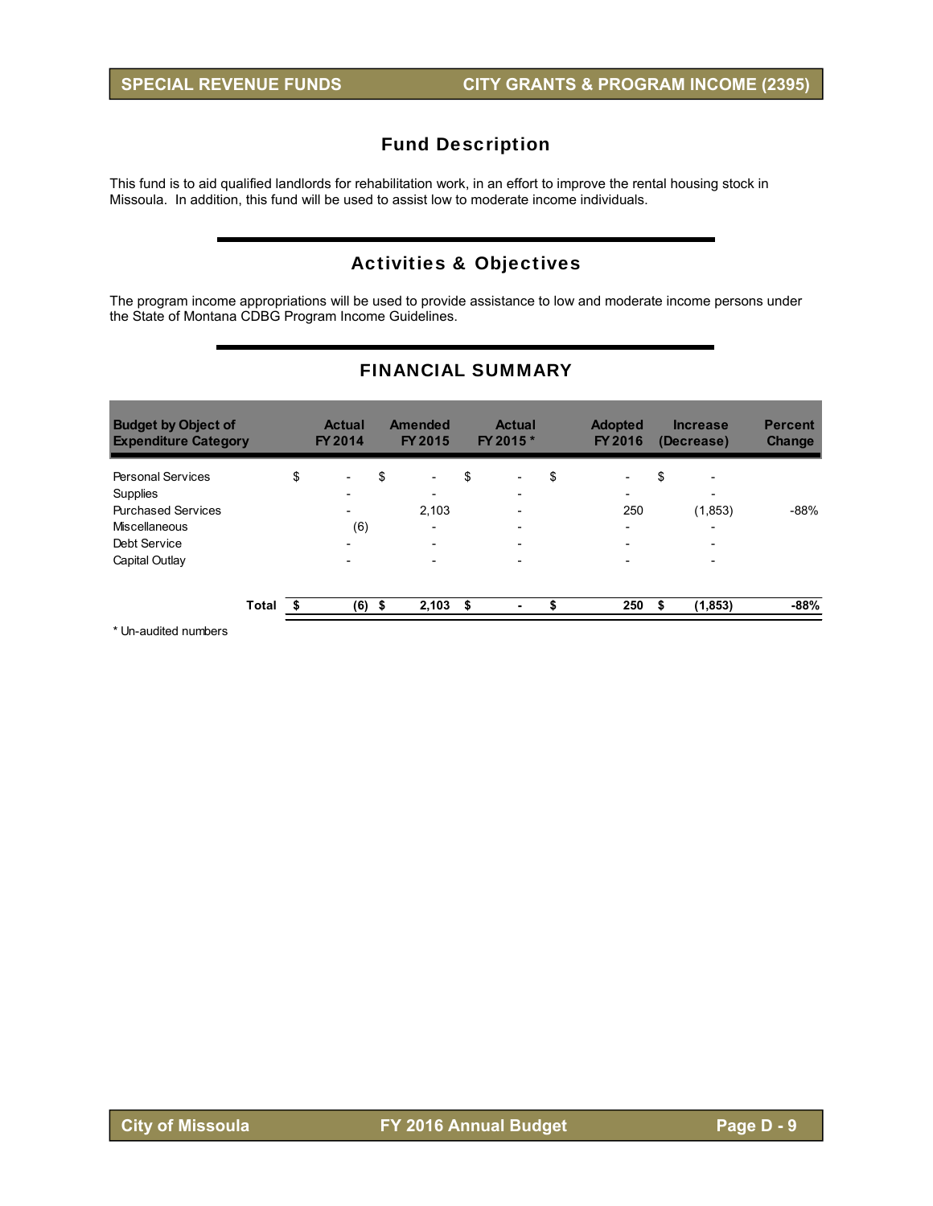## SPECIAL REVENUE FUNDS — CITY GRANTS & PROGRAM INCOME (2395)

## Fund Description

This fund is to aid qualified landlords for rehabilitation work, in an effort to improve the rental housing stock in Missoula. In addition, this fund will be used to assist low to moderate income individuals.

## Activities & Objectives

The program income appropriations will be used to provide assistance to low and moderate income persons under the State of Montana CDBG Program Income Guidelines.

## FINANCIAL SUMMARY

| Budget by Object of Expenditure Category | Actual FY 2014 | Amended FY 2015 | Actual FY 2015 * | Adopted FY 2016 | Increase (Decrease) | Percent Change |
|---|---|---|---|---|---|---|
| Personal Services | $ - | $ - | $ - | $ - | $ - | |
| Supplies | - | - | - | - | - | |
| Purchased Services | - | 2,103 | - | 250 | (1,853) | -88% |
| Miscellaneous | (6) | - | - | - | - | |
| Debt Service | - | - | - | - | - | |
| Capital Outlay | - | - | - | - | - | |
| **Total** | **$ (6)** | **$ 2,103** | **$ -** | **$ 250** | **$ (1,853)** | **-88%** |

\* Un-audited numbers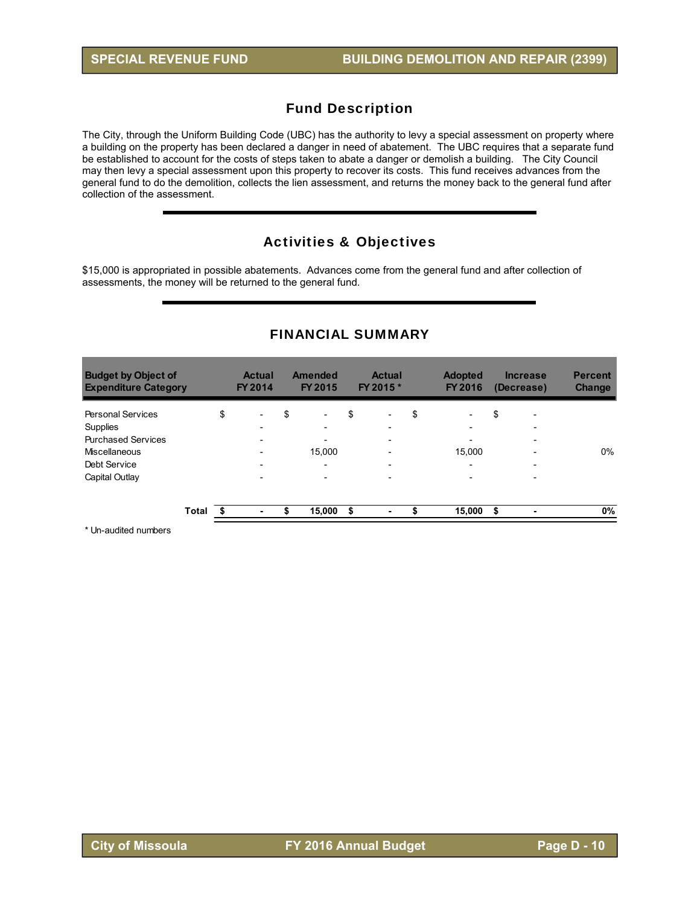# SPECIAL REVENUE FUND — BUILDING DEMOLITION AND REPAIR (2399)

## Fund Description

The City, through the Uniform Building Code (UBC) has the authority to levy a special assessment on property where a building on the property has been declared a danger in need of abatement. The UBC requires that a separate fund be established to account for the costs of steps taken to abate a danger or demolish a building. The City Council may then levy a special assessment upon this property to recover its costs. This fund receives advances from the general fund to do the demolition, collects the lien assessment, and returns the money back to the general fund after collection of the assessment.

## Activities & Objectives

$15,000 is appropriated in possible abatements. Advances come from the general fund and after collection of assessments, the money will be returned to the general fund.

## FINANCIAL SUMMARY

| Budget by Object of Expenditure Category | Actual FY 2014 | Amended FY 2015 | Actual FY 2015 * | Adopted FY 2016 | Increase (Decrease) | Percent Change |
|---|---|---|---|---|---|---|
| Personal Services | $ - | $ - | $ - | $ - | $ - | |
| Supplies | - | - | - | - | - | |
| Purchased Services | - | - | - | - | - | |
| Miscellaneous | - | 15,000 | - | 15,000 | - | 0% |
| Debt Service | - | - | - | - | - | |
| Capital Outlay | - | - | - | - | - | |
| **Total** | **$ -** | **$ 15,000** | **$ -** | **$ 15,000** | **$ -** | **0%** |

\* Un-audited numbers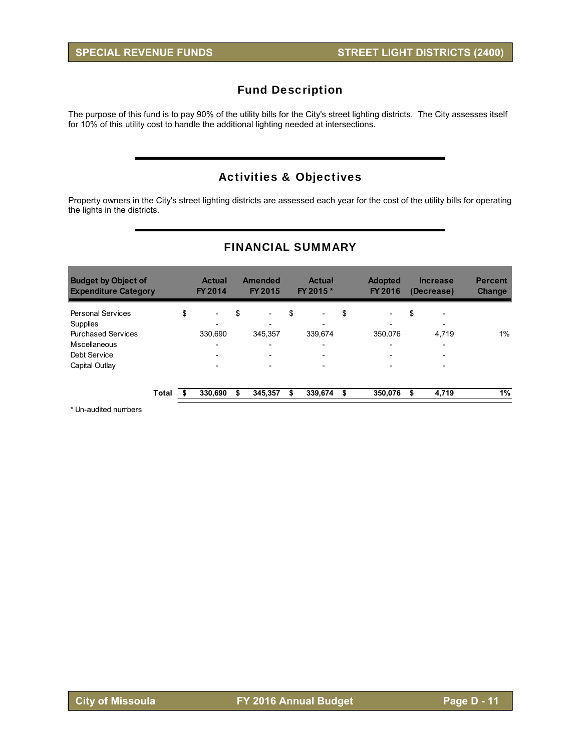## SPECIAL REVENUE FUNDS — STREET LIGHT DISTRICTS (2400)

### Fund Description

The purpose of this fund is to pay 90% of the utility bills for the City's street lighting districts. The City assesses itself for 10% of this utility cost to handle the additional lighting needed at intersections.

### Activities & Objectives

Property owners in the City's street lighting districts are assessed each year for the cost of the utility bills for operating the lights in the districts.

### FINANCIAL SUMMARY

| Budget by Object of Expenditure Category | Actual FY 2014 | Amended FY 2015 | Actual FY 2015 * | Adopted FY 2016 | Increase (Decrease) | Percent Change |
|---|---|---|---|---|---|---|
| Personal Services | $ - | $ - | $ - | $ - | $ - | |
| Supplies | - | - | - | - | - | |
| Purchased Services | 330,690 | 345,357 | 339,674 | 350,076 | 4,719 | 1% |
| Miscellaneous | - | - | - | - | - | |
| Debt Service | - | - | - | - | - | |
| Capital Outlay | - | - | - | - | - | |
| **Total** | **$ 330,690** | **$ 345,357** | **$ 339,674** | **$ 350,076** | **$ 4,719** | **1%** |

\* Un-audited numbers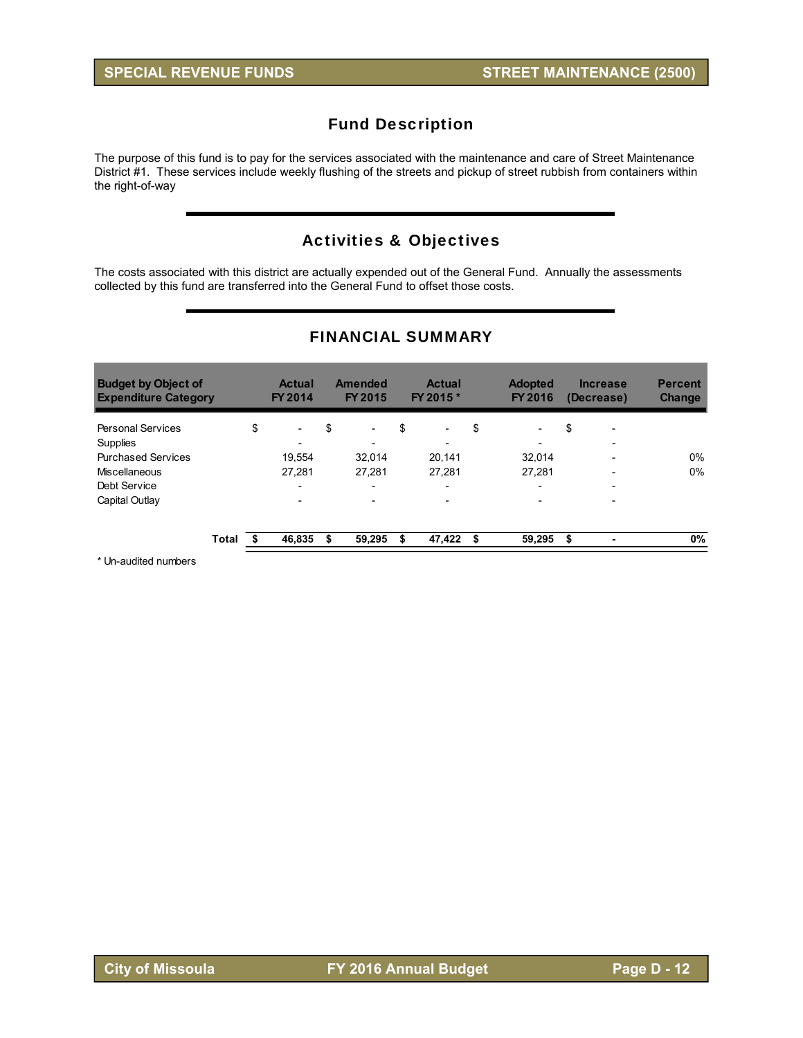## Fund Description

The purpose of this fund is to pay for the services associated with the maintenance and care of Street Maintenance District #1. These services include weekly flushing of the streets and pickup of street rubbish from containers within the right-of-way

## Activities & Objectives

The costs associated with this district are actually expended out of the General Fund. Annually the assessments collected by this fund are transferred into the General Fund to offset those costs.

## FINANCIAL SUMMARY

| Budget by Object of Expenditure Category | Actual FY 2014 | Amended FY 2015 | Actual FY 2015 * | Adopted FY 2016 | Increase (Decrease) | Percent Change |
|---|---|---|---|---|---|---|
| Personal Services | $ - | $ - | $ - | $ - | $ - | |
| Supplies | - | - | - | - | - | |
| Purchased Services | 19,554 | 32,014 | 20,141 | 32,014 | - | 0% |
| Miscellaneous | 27,281 | 27,281 | 27,281 | 27,281 | - | 0% |
| Debt Service | - | - | - | - | - | |
| Capital Outlay | - | - | - | - | - | |
| **Total** | **$ 46,835** | **$ 59,295** | **$ 47,422** | **$ 59,295** | **$ -** | **0%** |

\* Un-audited numbers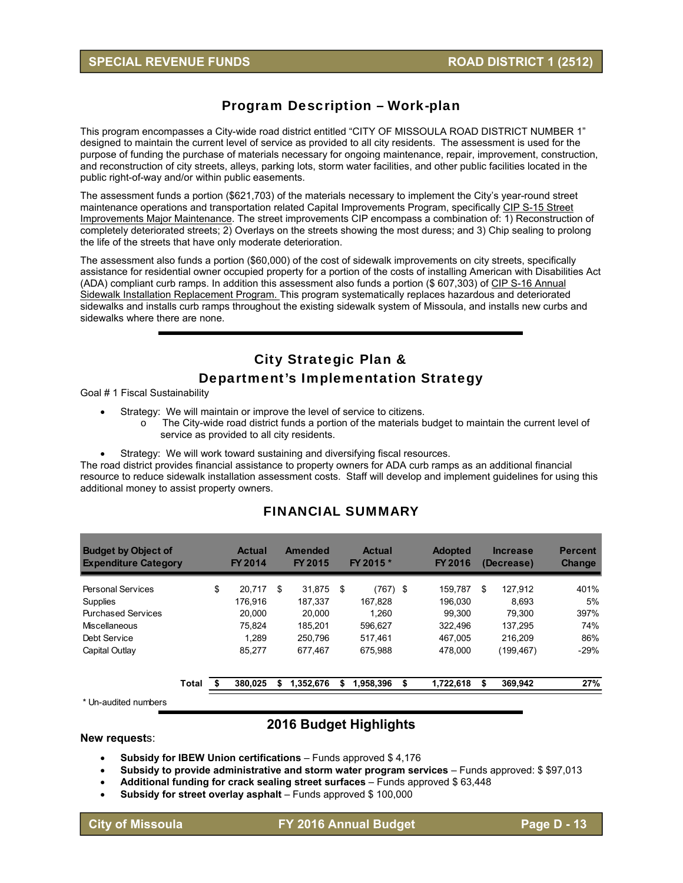## Program Description – Work-plan

This program encompasses a City-wide road district entitled "CITY OF MISSOULA ROAD DISTRICT NUMBER 1" designed to maintain the current level of service as provided to all city residents. The assessment is used for the purpose of funding the purchase of materials necessary for ongoing maintenance, repair, improvement, construction, and reconstruction of city streets, alleys, parking lots, storm water facilities, and other public facilities located in the public right-of-way and/or within public easements.

The assessment funds a portion ($621,703) of the materials necessary to implement the City's year-round street maintenance operations and transportation related Capital Improvements Program, specifically CIP S-15 Street Improvements Major Maintenance. The street improvements CIP encompass a combination of: 1) Reconstruction of completely deteriorated streets; 2) Overlays on the streets showing the most duress; and 3) Chip sealing to prolong the life of the streets that have only moderate deterioration.

The assessment also funds a portion ($60,000) of the cost of sidewalk improvements on city streets, specifically assistance for residential owner occupied property for a portion of the costs of installing American with Disabilities Act (ADA) compliant curb ramps. In addition this assessment also funds a portion ($ 607,303) of CIP S-16 Annual Sidewalk Installation Replacement Program. This program systematically replaces hazardous and deteriorated sidewalks and installs curb ramps throughout the existing sidewalk system of Missoula, and installs new curbs and sidewalks where there are none.

## City Strategic Plan & Department's Implementation Strategy

Goal # 1 Fiscal Sustainability

- Strategy: We will maintain or improve the level of service to citizens.
  - The City-wide road district funds a portion of the materials budget to maintain the current level of service as provided to all city residents.
- Strategy: We will work toward sustaining and diversifying fiscal resources.

The road district provides financial assistance to property owners for ADA curb ramps as an additional financial resource to reduce sidewalk installation assessment costs. Staff will develop and implement guidelines for using this additional money to assist property owners.

## FINANCIAL SUMMARY

| Budget by Object of Expenditure Category | Actual FY 2014 | Amended FY 2015 | Actual FY 2015 * | Adopted FY 2016 | Increase (Decrease) | Percent Change |
|---|---|---|---|---|---|---|
| Personal Services | $ 20,717 | $ 31,875 | $ (767) | $ 159,787 | $ 127,912 | 401% |
| Supplies | 176,916 | 187,337 | 167,828 | 196,030 | 8,693 | 5% |
| Purchased Services | 20,000 | 20,000 | 1,260 | 99,300 | 79,300 | 397% |
| Miscellaneous | 75,824 | 185,201 | 596,627 | 322,496 | 137,295 | 74% |
| Debt Service | 1,289 | 250,796 | 517,461 | 467,005 | 216,209 | 86% |
| Capital Outlay | 85,277 | 677,467 | 675,988 | 478,000 | (199,467) | -29% |
| **Total** | **$ 380,025** | **$ 1,352,676** | **$ 1,958,396** | **$ 1,722,618** | **$ 369,942** | **27%** |

\* Un-audited numbers

## 2016 Budget Highlights

**New requests**:

- **Subsidy for IBEW Union certifications** – Funds approved $ 4,176
- **Subsidy to provide administrative and storm water program services** – Funds approved: $ $97,013
- **Additional funding for crack sealing street surfaces** – Funds approved $ 63,448
- **Subsidy for street overlay asphalt** – Funds approved $ 100,000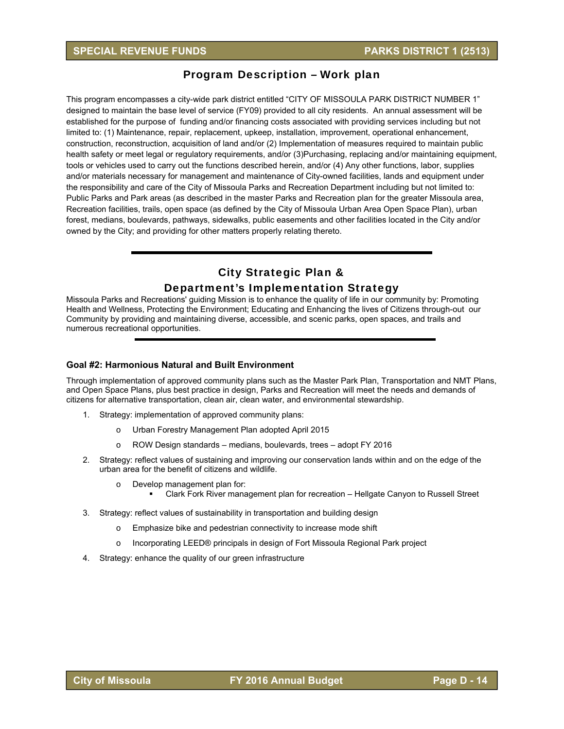## Program Description – Work plan

This program encompasses a city-wide park district entitled "CITY OF MISSOULA PARK DISTRICT NUMBER 1" designed to maintain the base level of service (FY09) provided to all city residents. An annual assessment will be established for the purpose of funding and/or financing costs associated with providing services including but not limited to: (1) Maintenance, repair, replacement, upkeep, installation, improvement, operational enhancement, construction, reconstruction, acquisition of land and/or (2) Implementation of measures required to maintain public health safety or meet legal or regulatory requirements, and/or (3)Purchasing, replacing and/or maintaining equipment, tools or vehicles used to carry out the functions described herein, and/or (4) Any other functions, labor, supplies and/or materials necessary for management and maintenance of City-owned facilities, lands and equipment under the responsibility and care of the City of Missoula Parks and Recreation Department including but not limited to: Public Parks and Park areas (as described in the master Parks and Recreation plan for the greater Missoula area, Recreation facilities, trails, open space (as defined by the City of Missoula Urban Area Open Space Plan), urban forest, medians, boulevards, pathways, sidewalks, public easements and other facilities located in the City and/or owned by the City; and providing for other matters properly relating thereto.

---

## City Strategic Plan & Department's Implementation Strategy

Missoula Parks and Recreations' guiding Mission is to enhance the quality of life in our community by: Promoting Health and Wellness, Protecting the Environment; Educating and Enhancing the lives of Citizens through-out our Community by providing and maintaining diverse, accessible, and scenic parks, open spaces, and trails and numerous recreational opportunities.

---

**Goal #2: Harmonious Natural and Built Environment**

Through implementation of approved community plans such as the Master Park Plan, Transportation and NMT Plans, and Open Space Plans, plus best practice in design, Parks and Recreation will meet the needs and demands of citizens for alternative transportation, clean air, clean water, and environmental stewardship.

1. Strategy: implementation of approved community plans:
   - Urban Forestry Management Plan adopted April 2015
   - ROW Design standards – medians, boulevards, trees – adopt FY 2016
2. Strategy: reflect values of sustaining and improving our conservation lands within and on the edge of the urban area for the benefit of citizens and wildlife.
   - Develop management plan for:
     - Clark Fork River management plan for recreation – Hellgate Canyon to Russell Street
3. Strategy: reflect values of sustainability in transportation and building design
   - Emphasize bike and pedestrian connectivity to increase mode shift
   - Incorporating LEED® principals in design of Fort Missoula Regional Park project
4. Strategy: enhance the quality of our green infrastructure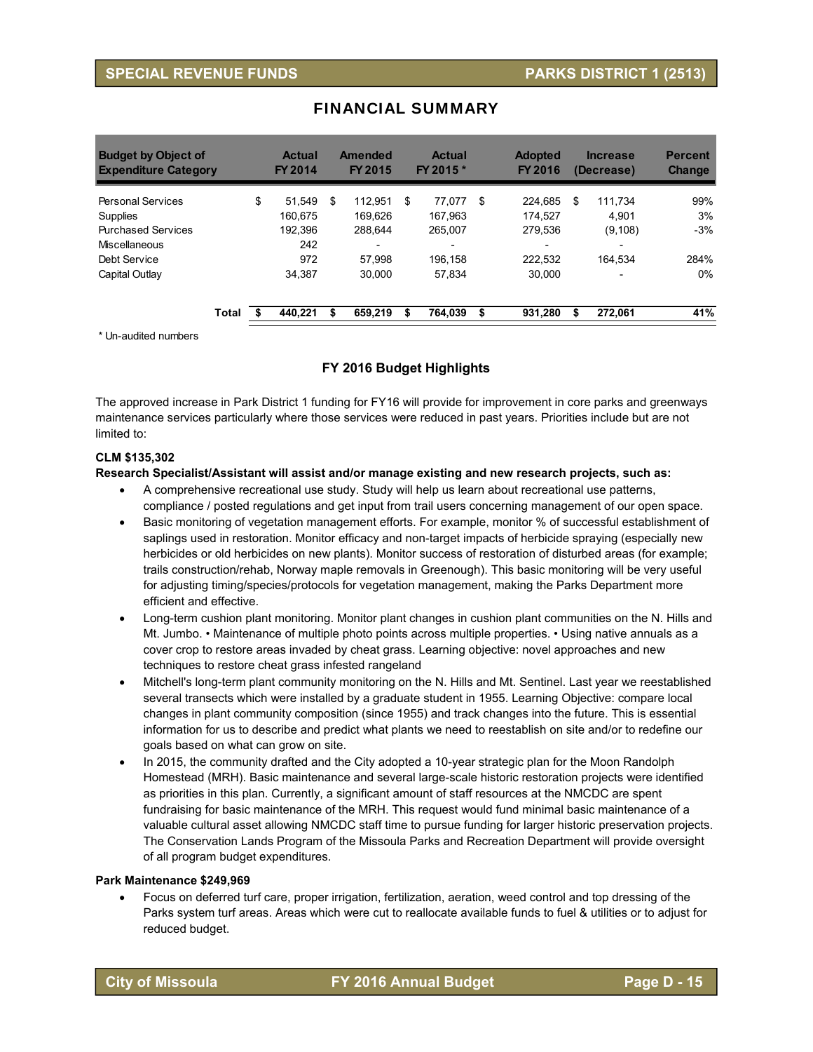## FINANCIAL SUMMARY

| Budget by Object of Expenditure Category | Actual FY 2014 | Amended FY 2015 | Actual FY 2015 * | Adopted FY 2016 | Increase (Decrease) | Percent Change |
|---|---|---|---|---|---|---|
| Personal Services | $ 51,549 | $ 112,951 | $ 77,077 | $ 224,685 | $ 111,734 | 99% |
| Supplies | 160,675 | 169,626 | 167,963 | 174,527 | 4,901 | 3% |
| Purchased Services | 192,396 | 288,644 | 265,007 | 279,536 | (9,108) | -3% |
| Miscellaneous | 242 | - | - | - | - | |
| Debt Service | 972 | 57,998 | 196,158 | 222,532 | 164,534 | 284% |
| Capital Outlay | 34,387 | 30,000 | 57,834 | 30,000 | - | 0% |
| **Total** | **$ 440,221** | **$ 659,219** | **$ 764,039** | **$ 931,280** | **$ 272,061** | **41%** |

\* Un-audited numbers

### FY 2016 Budget Highlights

The approved increase in Park District 1 funding for FY16 will provide for improvement in core parks and greenways maintenance services particularly where those services were reduced in past years. Priorities include but are not limited to:

**CLM $135,302**

**Research Specialist/Assistant will assist and/or manage existing and new research projects, such as:**

- A comprehensive recreational use study. Study will help us learn about recreational use patterns, compliance / posted regulations and get input from trail users concerning management of our open space.
- Basic monitoring of vegetation management efforts. For example, monitor % of successful establishment of saplings used in restoration. Monitor efficacy and non-target impacts of herbicide spraying (especially new herbicides or old herbicides on new plants). Monitor success of restoration of disturbed areas (for example; trails construction/rehab, Norway maple removals in Greenough). This basic monitoring will be very useful for adjusting timing/species/protocols for vegetation management, making the Parks Department more efficient and effective.
- Long-term cushion plant monitoring. Monitor plant changes in cushion plant communities on the N. Hills and Mt. Jumbo. • Maintenance of multiple photo points across multiple properties. • Using native annuals as a cover crop to restore areas invaded by cheat grass. Learning objective: novel approaches and new techniques to restore cheat grass infested rangeland
- Mitchell's long-term plant community monitoring on the N. Hills and Mt. Sentinel. Last year we reestablished several transects which were installed by a graduate student in 1955. Learning Objective: compare local changes in plant community composition (since 1955) and track changes into the future. This is essential information for us to describe and predict what plants we need to reestablish on site and/or to redefine our goals based on what can grow on site.
- In 2015, the community drafted and the City adopted a 10-year strategic plan for the Moon Randolph Homestead (MRH). Basic maintenance and several large-scale historic restoration projects were identified as priorities in this plan. Currently, a significant amount of staff resources at the NMCDC are spent fundraising for basic maintenance of the MRH. This request would fund minimal basic maintenance of a valuable cultural asset allowing NMCDC staff time to pursue funding for larger historic preservation projects. The Conservation Lands Program of the Missoula Parks and Recreation Department will provide oversight of all program budget expenditures.

**Park Maintenance $249,969**

- Focus on deferred turf care, proper irrigation, fertilization, aeration, weed control and top dressing of the Parks system turf areas. Areas which were cut to reallocate available funds to fuel & utilities or to adjust for reduced budget.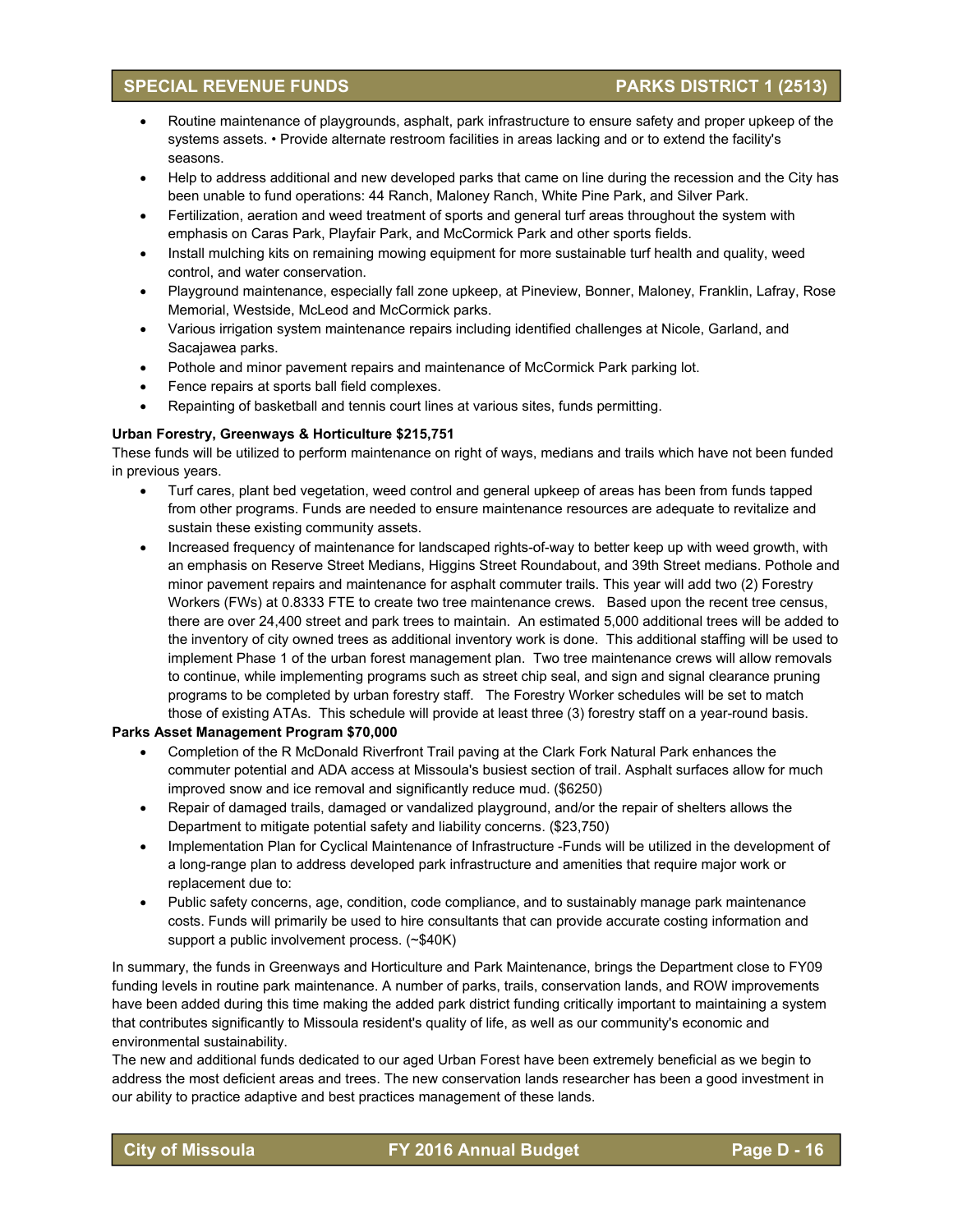- Routine maintenance of playgrounds, asphalt, park infrastructure to ensure safety and proper upkeep of the systems assets. • Provide alternate restroom facilities in areas lacking and or to extend the facility's seasons.
- Help to address additional and new developed parks that came on line during the recession and the City has been unable to fund operations: 44 Ranch, Maloney Ranch, White Pine Park, and Silver Park.
- Fertilization, aeration and weed treatment of sports and general turf areas throughout the system with emphasis on Caras Park, Playfair Park, and McCormick Park and other sports fields.
- Install mulching kits on remaining mowing equipment for more sustainable turf health and quality, weed control, and water conservation.
- Playground maintenance, especially fall zone upkeep, at Pineview, Bonner, Maloney, Franklin, Lafray, Rose Memorial, Westside, McLeod and McCormick parks.
- Various irrigation system maintenance repairs including identified challenges at Nicole, Garland, and Sacajawea parks.
- Pothole and minor pavement repairs and maintenance of McCormick Park parking lot.
- Fence repairs at sports ball field complexes.
- Repainting of basketball and tennis court lines at various sites, funds permitting.

**Urban Forestry, Greenways & Horticulture $215,751**

These funds will be utilized to perform maintenance on right of ways, medians and trails which have not been funded in previous years.

- Turf cares, plant bed vegetation, weed control and general upkeep of areas has been from funds tapped from other programs. Funds are needed to ensure maintenance resources are adequate to revitalize and sustain these existing community assets.
- Increased frequency of maintenance for landscaped rights-of-way to better keep up with weed growth, with an emphasis on Reserve Street Medians, Higgins Street Roundabout, and 39th Street medians. Pothole and minor pavement repairs and maintenance for asphalt commuter trails. This year will add two (2) Forestry Workers (FWs) at 0.8333 FTE to create two tree maintenance crews. Based upon the recent tree census, there are over 24,400 street and park trees to maintain. An estimated 5,000 additional trees will be added to the inventory of city owned trees as additional inventory work is done. This additional staffing will be used to implement Phase 1 of the urban forest management plan. Two tree maintenance crews will allow removals to continue, while implementing programs such as street chip seal, and sign and signal clearance pruning programs to be completed by urban forestry staff. The Forestry Worker schedules will be set to match those of existing ATAs. This schedule will provide at least three (3) forestry staff on a year-round basis.

**Parks Asset Management Program $70,000**

- Completion of the R McDonald Riverfront Trail paving at the Clark Fork Natural Park enhances the commuter potential and ADA access at Missoula's busiest section of trail. Asphalt surfaces allow for much improved snow and ice removal and significantly reduce mud. ($6250)
- Repair of damaged trails, damaged or vandalized playground, and/or the repair of shelters allows the Department to mitigate potential safety and liability concerns. ($23,750)
- Implementation Plan for Cyclical Maintenance of Infrastructure -Funds will be utilized in the development of a long-range plan to address developed park infrastructure and amenities that require major work or replacement due to:
- Public safety concerns, age, condition, code compliance, and to sustainably manage park maintenance costs. Funds will primarily be used to hire consultants that can provide accurate costing information and support a public involvement process. (~$40K)

In summary, the funds in Greenways and Horticulture and Park Maintenance, brings the Department close to FY09 funding levels in routine park maintenance. A number of parks, trails, conservation lands, and ROW improvements have been added during this time making the added park district funding critically important to maintaining a system that contributes significantly to Missoula resident's quality of life, as well as our community's economic and environmental sustainability.

The new and additional funds dedicated to our aged Urban Forest have been extremely beneficial as we begin to address the most deficient areas and trees. The new conservation lands researcher has been a good investment in our ability to practice adaptive and best practices management of these lands.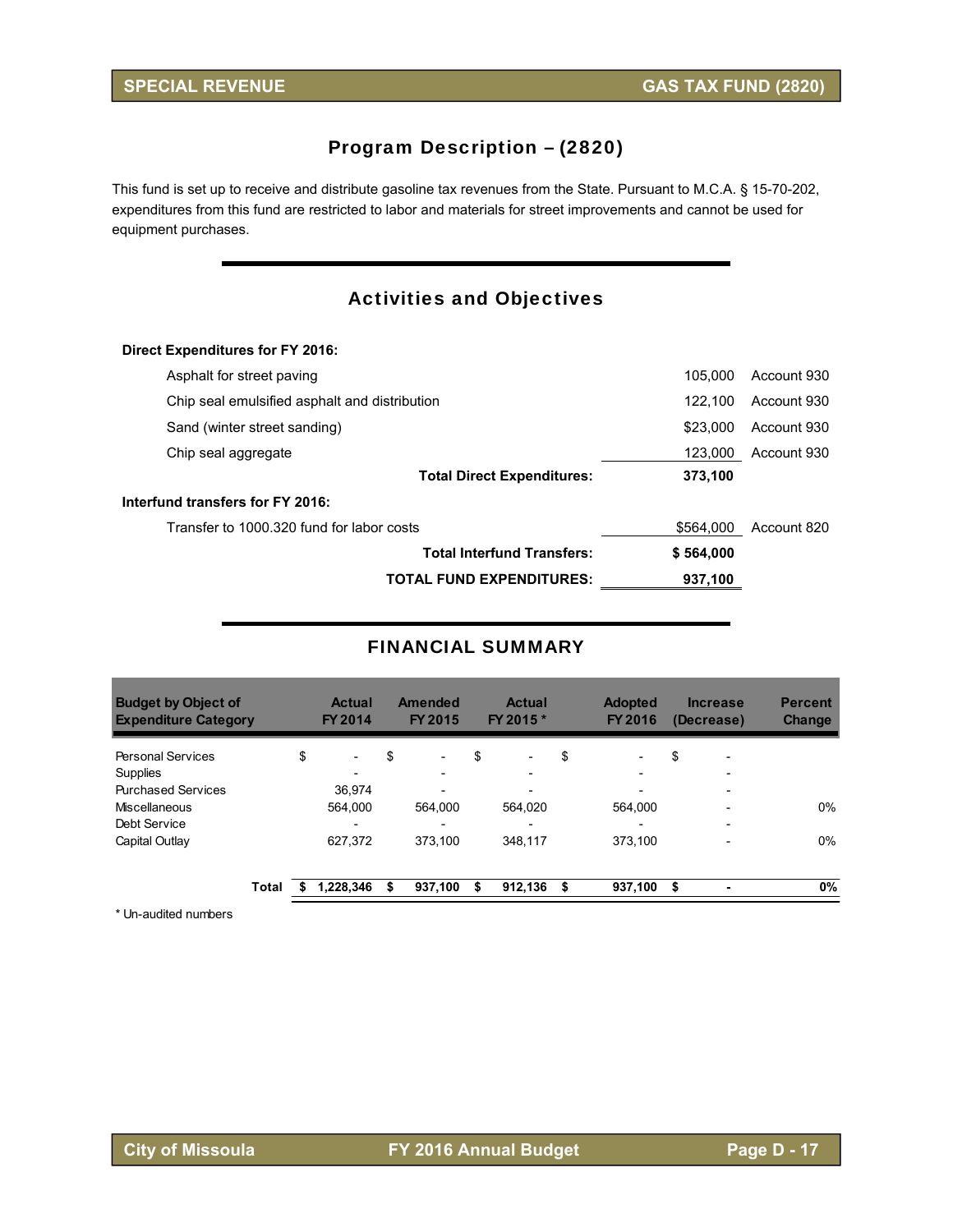## SPECIAL REVENUE — GAS TAX FUND (2820)

### Program Description – (2820)

This fund is set up to receive and distribute gasoline tax revenues from the State. Pursuant to M.C.A. § 15-70-202, expenditures from this fund are restricted to labor and materials for street improvements and cannot be used for equipment purchases.

### Activities and Objectives

**Direct Expenditures for FY 2016:**

| | | |
|---|---|---|
| Asphalt for street paving | 105,000 | Account 930 |
| Chip seal emulsified asphalt and distribution | 122,100 | Account 930 |
| Sand (winter street sanding) | $23,000 | Account 930 |
| Chip seal aggregate | 123,000 | Account 930 |
| **Total Direct Expenditures:** | **373,100** | |

**Interfund transfers for FY 2016:**

| | | |
|---|---|---|
| Transfer to 1000.320 fund for labor costs | $564,000 | Account 820 |
| **Total Interfund Transfers:** | **$ 564,000** | |
| **TOTAL FUND EXPENDITURES:** | **937,100** | |

### FINANCIAL SUMMARY

| Budget by Object of Expenditure Category | Actual FY 2014 | Amended FY 2015 | Actual FY 2015 * | Adopted FY 2016 | Increase (Decrease) | Percent Change |
|---|---|---|---|---|---|---|
| Personal Services | $ - | $ - | $ - | $ - | $ - | |
| Supplies | - | - | - | - | - | |
| Purchased Services | 36,974 | - | - | - | - | |
| Miscellaneous | 564,000 | 564,000 | 564,020 | 564,000 | - | 0% |
| Debt Service | - | - | - | - | - | |
| Capital Outlay | 627,372 | 373,100 | 348,117 | 373,100 | - | 0% |
| **Total** | **$ 1,228,346** | **$ 937,100** | **$ 912,136** | **$ 937,100** | **$ -** | **0%** |

\* Un-audited numbers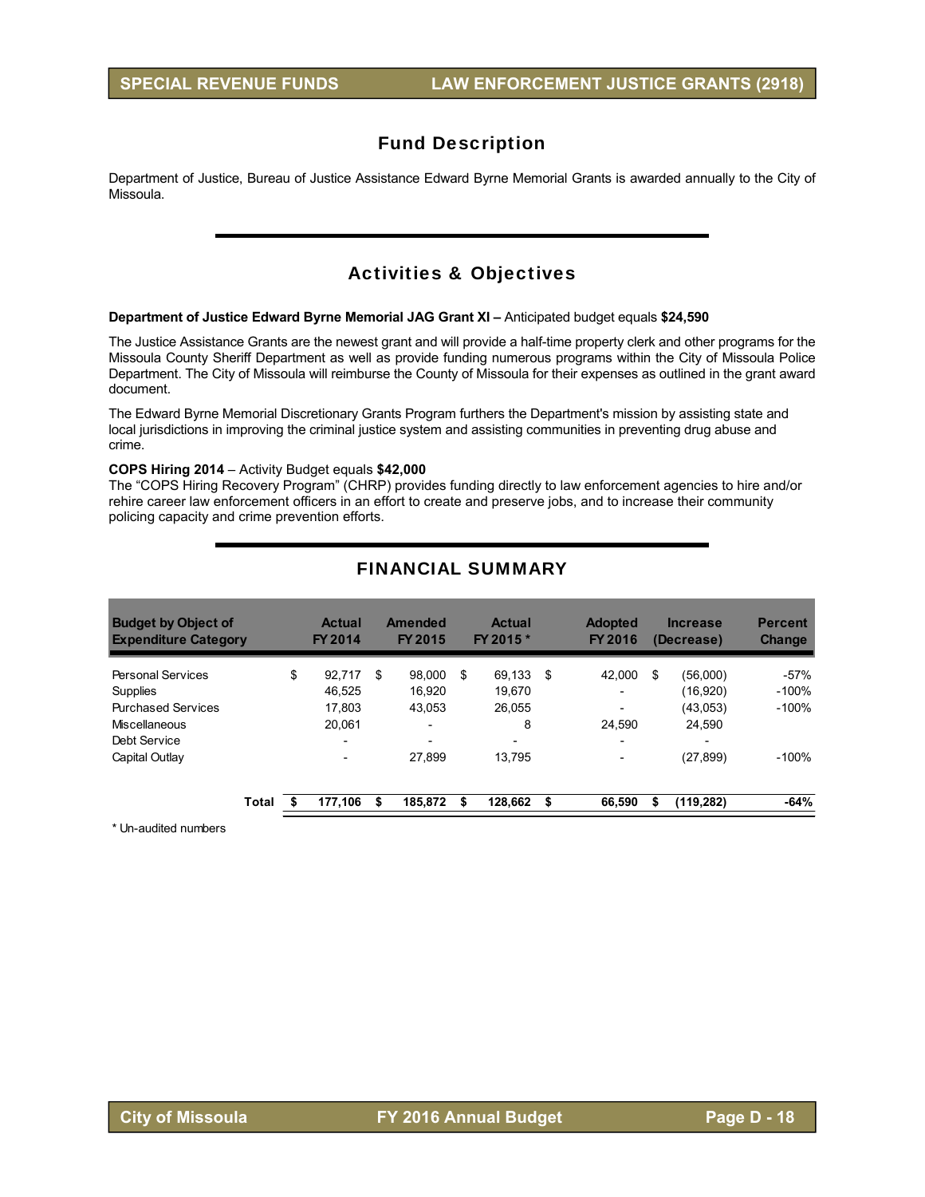## Fund Description

Department of Justice, Bureau of Justice Assistance Edward Byrne Memorial Grants is awarded annually to the City of Missoula.

## Activities & Objectives

**Department of Justice Edward Byrne Memorial JAG Grant XI –** Anticipated budget equals **$24,590**

The Justice Assistance Grants are the newest grant and will provide a half-time property clerk and other programs for the Missoula County Sheriff Department as well as provide funding numerous programs within the City of Missoula Police Department. The City of Missoula will reimburse the County of Missoula for their expenses as outlined in the grant award document.

The Edward Byrne Memorial Discretionary Grants Program furthers the Department's mission by assisting state and local jurisdictions in improving the criminal justice system and assisting communities in preventing drug abuse and crime.

**COPS Hiring 2014** – Activity Budget equals **$42,000**
The "COPS Hiring Recovery Program" (CHRP) provides funding directly to law enforcement agencies to hire and/or rehire career law enforcement officers in an effort to create and preserve jobs, and to increase their community policing capacity and crime prevention efforts.

## FINANCIAL SUMMARY

| Budget by Object of Expenditure Category | Actual FY 2014 | Amended FY 2015 | Actual FY 2015 * | Adopted FY 2016 | Increase (Decrease) | Percent Change |
|---|---|---|---|---|---|---|
| Personal Services | $ 92,717 | $ 98,000 | $ 69,133 | $ 42,000 | $ (56,000) | -57% |
| Supplies | 46,525 | 16,920 | 19,670 | - | (16,920) | -100% |
| Purchased Services | 17,803 | 43,053 | 26,055 | - | (43,053) | -100% |
| Miscellaneous | 20,061 | - | 8 | 24,590 | 24,590 | |
| Debt Service | - | - | - | - | - | |
| Capital Outlay | - | 27,899 | 13,795 | - | (27,899) | -100% |
| **Total** | **$ 177,106** | **$ 185,872** | **$ 128,662** | **$ 66,590** | **$ (119,282)** | **-64%** |

\* Un-audited numbers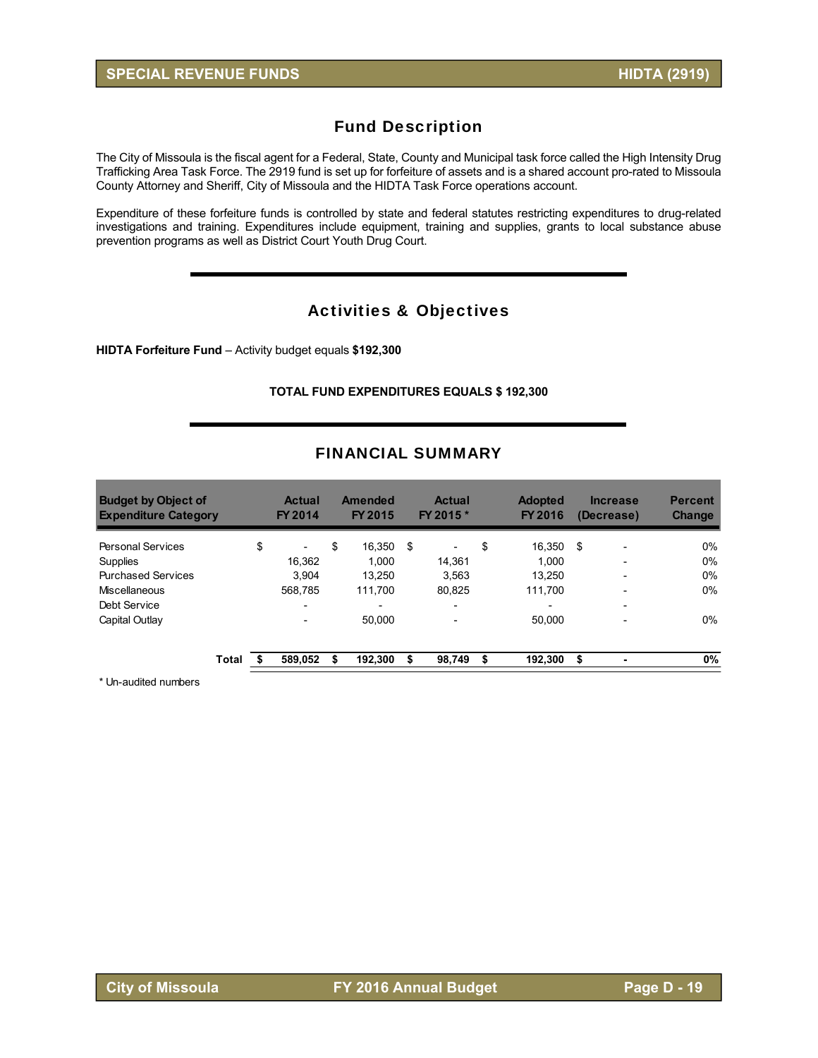# SPECIAL REVENUE FUNDS — HIDTA (2919)

## Fund Description

The City of Missoula is the fiscal agent for a Federal, State, County and Municipal task force called the High Intensity Drug Trafficking Area Task Force. The 2919 fund is set up for forfeiture of assets and is a shared account pro-rated to Missoula County Attorney and Sheriff, City of Missoula and the HIDTA Task Force operations account.

Expenditure of these forfeiture funds is controlled by state and federal statutes restricting expenditures to drug-related investigations and training. Expenditures include equipment, training and supplies, grants to local substance abuse prevention programs as well as District Court Youth Drug Court.

## Activities & Objectives

**HIDTA Forfeiture Fund** – Activity budget equals **$192,300**

**TOTAL FUND EXPENDITURES EQUALS $ 192,300**

## FINANCIAL SUMMARY

| Budget by Object of Expenditure Category | Actual FY 2014 | Amended FY 2015 | Actual FY 2015 * | Adopted FY 2016 | Increase (Decrease) | Percent Change |
|---|---|---|---|---|---|---|
| Personal Services | $ - | $ 16,350 | $ - | $ 16,350 | $ - | 0% |
| Supplies | 16,362 | 1,000 | 14,361 | 1,000 | - | 0% |
| Purchased Services | 3,904 | 13,250 | 3,563 | 13,250 | - | 0% |
| Miscellaneous | 568,785 | 111,700 | 80,825 | 111,700 | - | 0% |
| Debt Service | - | - | - | - | - | |
| Capital Outlay | - | 50,000 | - | 50,000 | - | 0% |
| **Total** | **$ 589,052** | **$ 192,300** | **$ 98,749** | **$ 192,300** | **$ -** | **0%** |

\* Un-audited numbers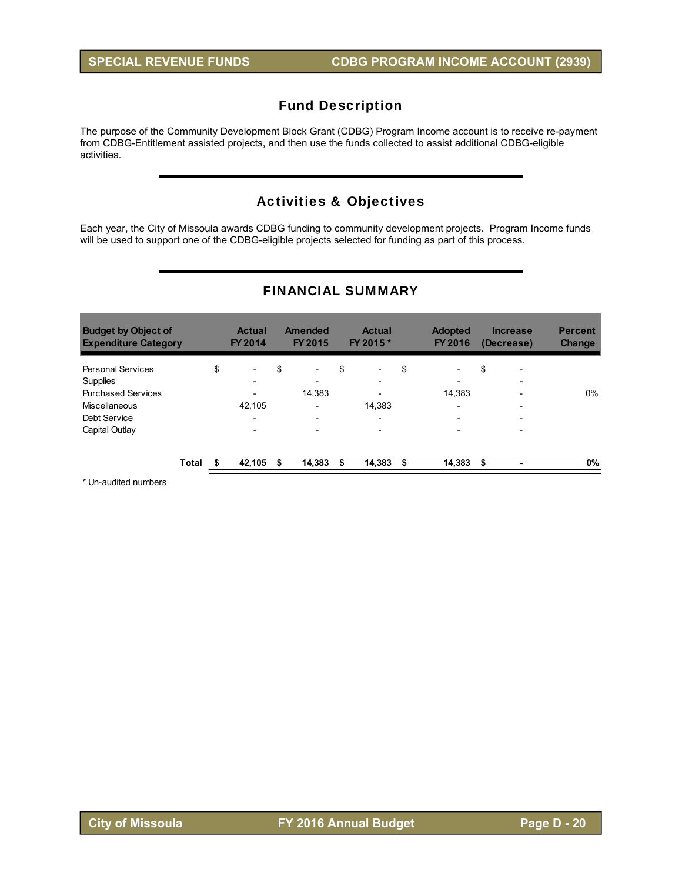## Fund Description

The purpose of the Community Development Block Grant (CDBG) Program Income account is to receive re-payment from CDBG-Entitlement assisted projects, and then use the funds collected to assist additional CDBG-eligible activities.

## Activities & Objectives

Each year, the City of Missoula awards CDBG funding to community development projects. Program Income funds will be used to support one of the CDBG-eligible projects selected for funding as part of this process.

## FINANCIAL SUMMARY

| Budget by Object of Expenditure Category | Actual FY 2014 | Amended FY 2015 | Actual FY 2015 * | Adopted FY 2016 | Increase (Decrease) | Percent Change |
|---|---|---|---|---|---|---|
| Personal Services | $ - | $ - | $ - | $ - | $ - | |
| Supplies | - | - | - | - | - | |
| Purchased Services | - | 14,383 | - | 14,383 | - | 0% |
| Miscellaneous | 42,105 | - | 14,383 | - | - | |
| Debt Service | - | - | - | - | - | |
| Capital Outlay | - | - | - | - | - | |
| **Total** | **$ 42,105** | **$ 14,383** | **$ 14,383** | **$ 14,383** | **$ -** | **0%** |

\* Un-audited numbers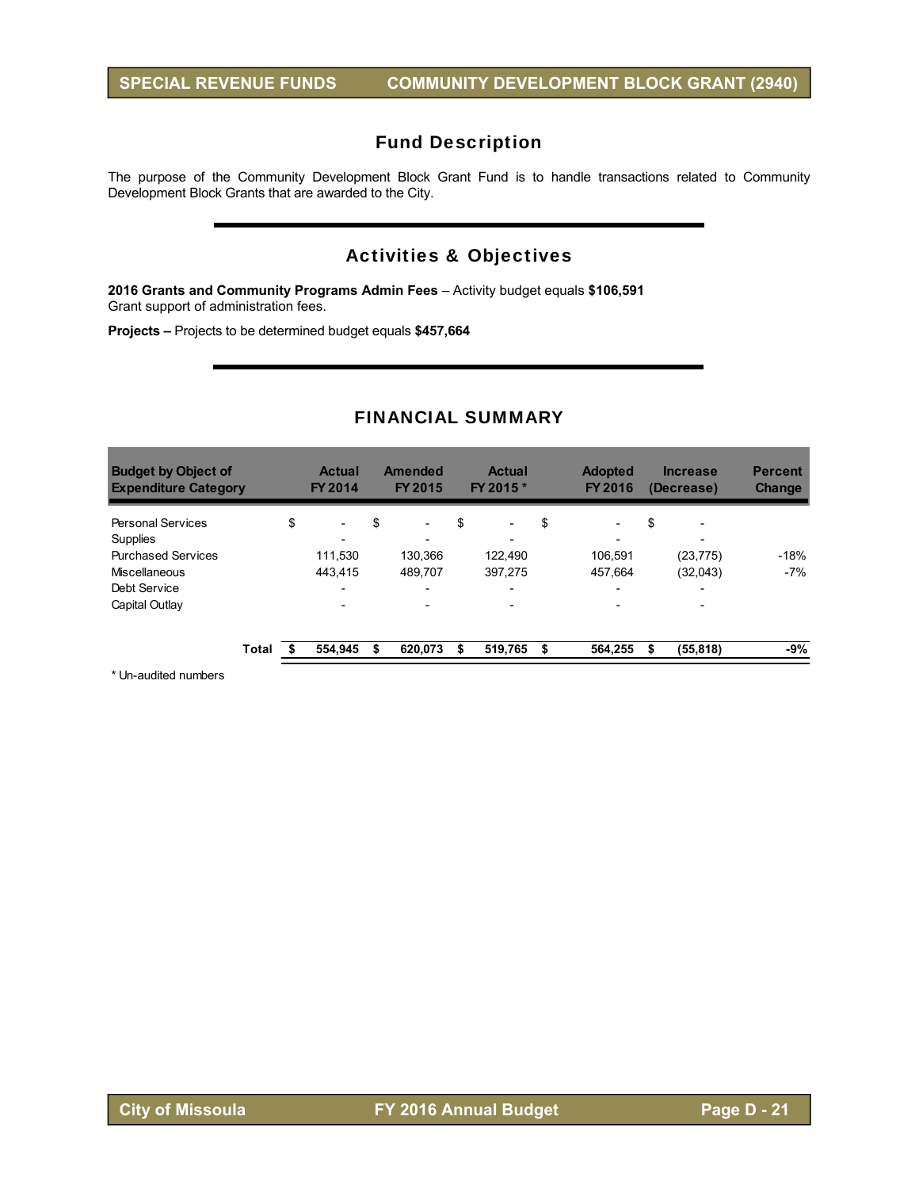# SPECIAL REVENUE FUNDS — COMMUNITY DEVELOPMENT BLOCK GRANT (2940)

## Fund Description

The purpose of the Community Development Block Grant Fund is to handle transactions related to Community Development Block Grants that are awarded to the City.

## Activities & Objectives

**2016 Grants and Community Programs Admin Fees** – Activity budget equals **$106,591**
Grant support of administration fees.

**Projects –** Projects to be determined budget equals **$457,664**

## FINANCIAL SUMMARY

| Budget by Object of Expenditure Category | Actual FY 2014 | Amended FY 2015 | Actual FY 2015 * | Adopted FY 2016 | Increase (Decrease) | Percent Change |
|---|---|---|---|---|---|---|
| Personal Services | $ - | $ - | $ - | $ - | $ - | |
| Supplies | - | - | - | - | - | |
| Purchased Services | 111,530 | 130,366 | 122,490 | 106,591 | (23,775) | -18% |
| Miscellaneous | 443,415 | 489,707 | 397,275 | 457,664 | (32,043) | -7% |
| Debt Service | - | - | - | - | - | |
| Capital Outlay | - | - | - | - | - | |
| **Total** | **$ 554,945** | **$ 620,073** | **$ 519,765** | **$ 564,255** | **$ (55,818)** | **-9%** |

\* Un-audited numbers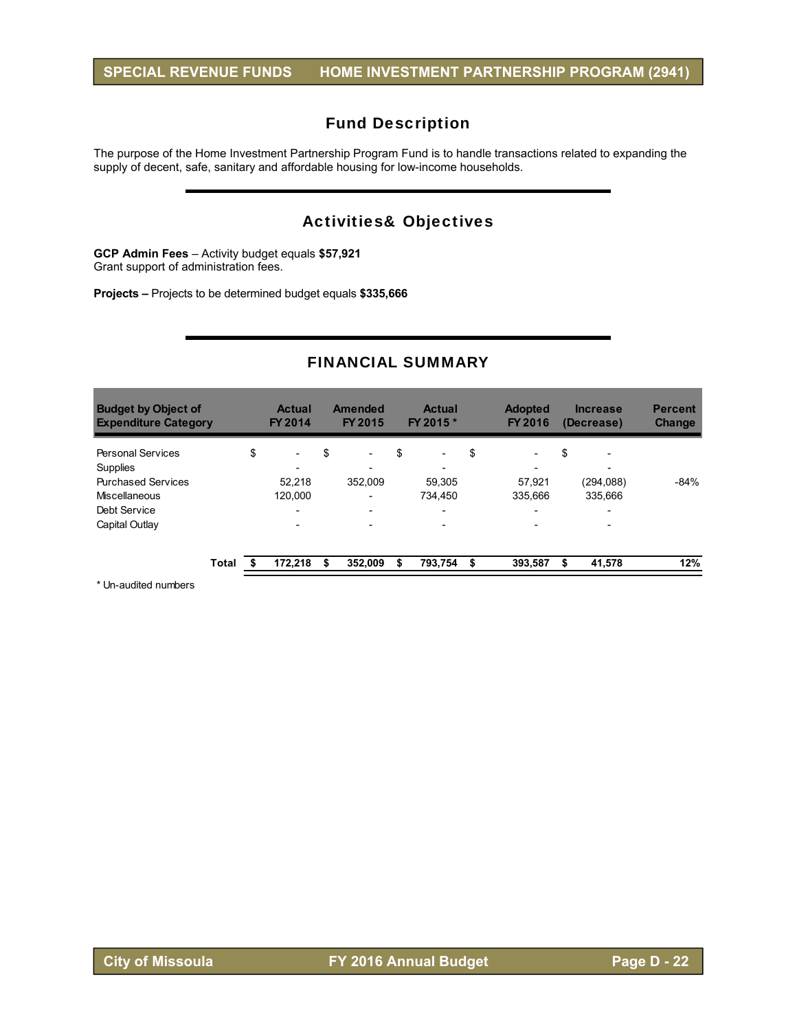## SPECIAL REVENUE FUNDS — HOME INVESTMENT PARTNERSHIP PROGRAM (2941)

## Fund Description

The purpose of the Home Investment Partnership Program Fund is to handle transactions related to expanding the supply of decent, safe, sanitary and affordable housing for low-income households.

## Activities& Objectives

**GCP Admin Fees** – Activity budget equals **$57,921**
Grant support of administration fees.

**Projects –** Projects to be determined budget equals **$335,666**

## FINANCIAL SUMMARY

| Budget by Object of Expenditure Category | Actual FY 2014 | Amended FY 2015 | Actual FY 2015 * | Adopted FY 2016 | Increase (Decrease) | Percent Change |
|---|---|---|---|---|---|---|
| Personal Services | $ - | $ - | $ - | $ - | $ - | |
| Supplies | - | - | - | - | - | |
| Purchased Services | 52,218 | 352,009 | 59,305 | 57,921 | (294,088) | -84% |
| Miscellaneous | 120,000 | - | 734,450 | 335,666 | 335,666 | |
| Debt Service | - | - | - | - | - | |
| Capital Outlay | - | - | - | - | - | |
| **Total** | **$ 172,218** | **$ 352,009** | **$ 793,754** | **$ 393,587** | **$ 41,578** | **12%** |

\* Un-audited numbers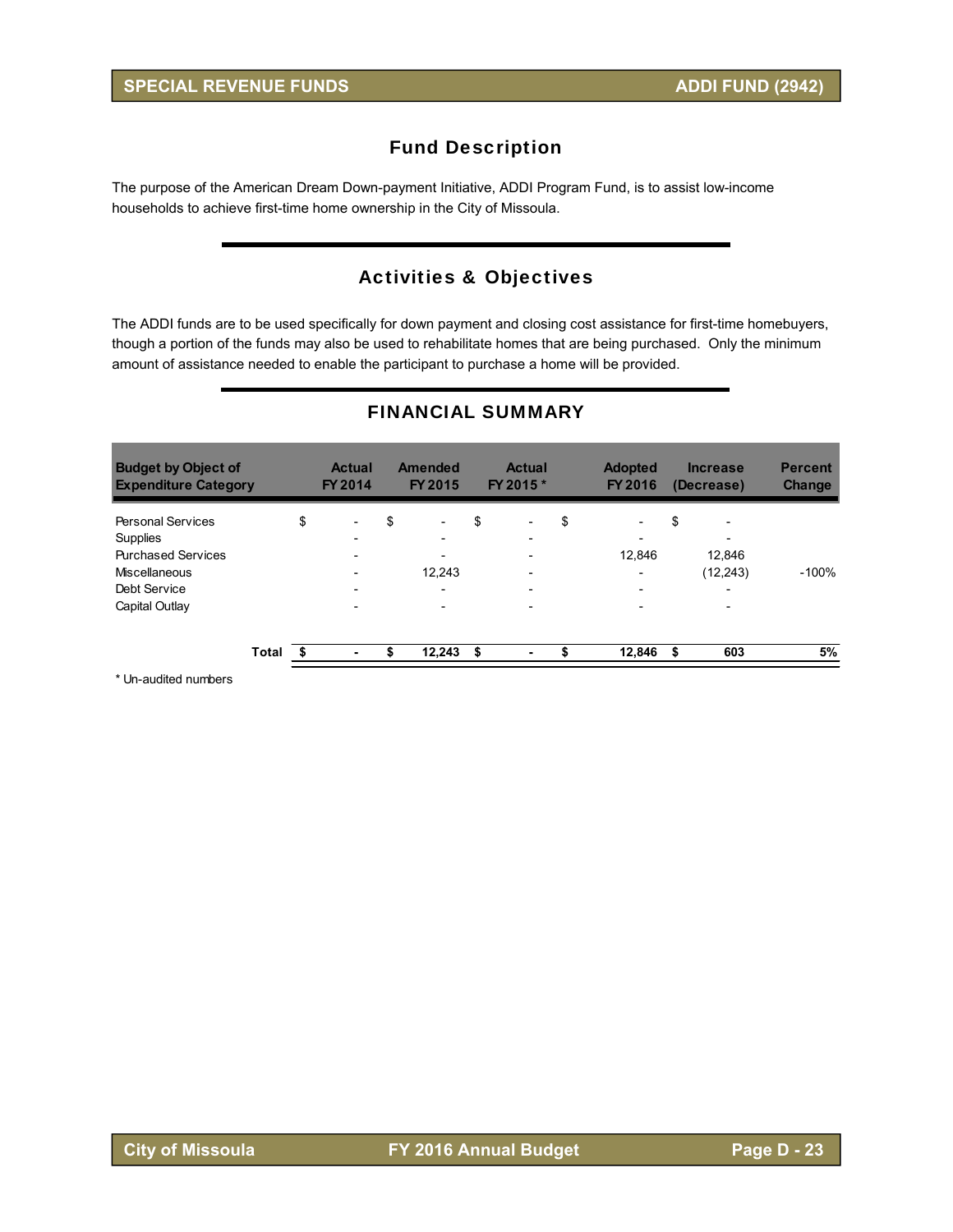## Fund Description

The purpose of the American Dream Down-payment Initiative, ADDI Program Fund, is to assist low-income households to achieve first-time home ownership in the City of Missoula.

## Activities & Objectives

The ADDI funds are to be used specifically for down payment and closing cost assistance for first-time homebuyers, though a portion of the funds may also be used to rehabilitate homes that are being purchased. Only the minimum amount of assistance needed to enable the participant to purchase a home will be provided.

## FINANCIAL SUMMARY

| Budget by Object of Expenditure Category | Actual FY 2014 | Amended FY 2015 | Actual FY 2015 * | Adopted FY 2016 | Increase (Decrease) | Percent Change |
|---|---|---|---|---|---|---|
| Personal Services | $ - | $ - | $ - | $ - | $ - | |
| Supplies | - | - | - | - | - | |
| Purchased Services | - | - | - | 12,846 | 12,846 | |
| Miscellaneous | - | 12,243 | - | - | (12,243) | -100% |
| Debt Service | - | - | - | - | - | |
| Capital Outlay | - | - | - | - | - | |
| **Total** | **$ -** | **$ 12,243** | **$ -** | **$ 12,846** | **$ 603** | **5%** |

\* Un-audited numbers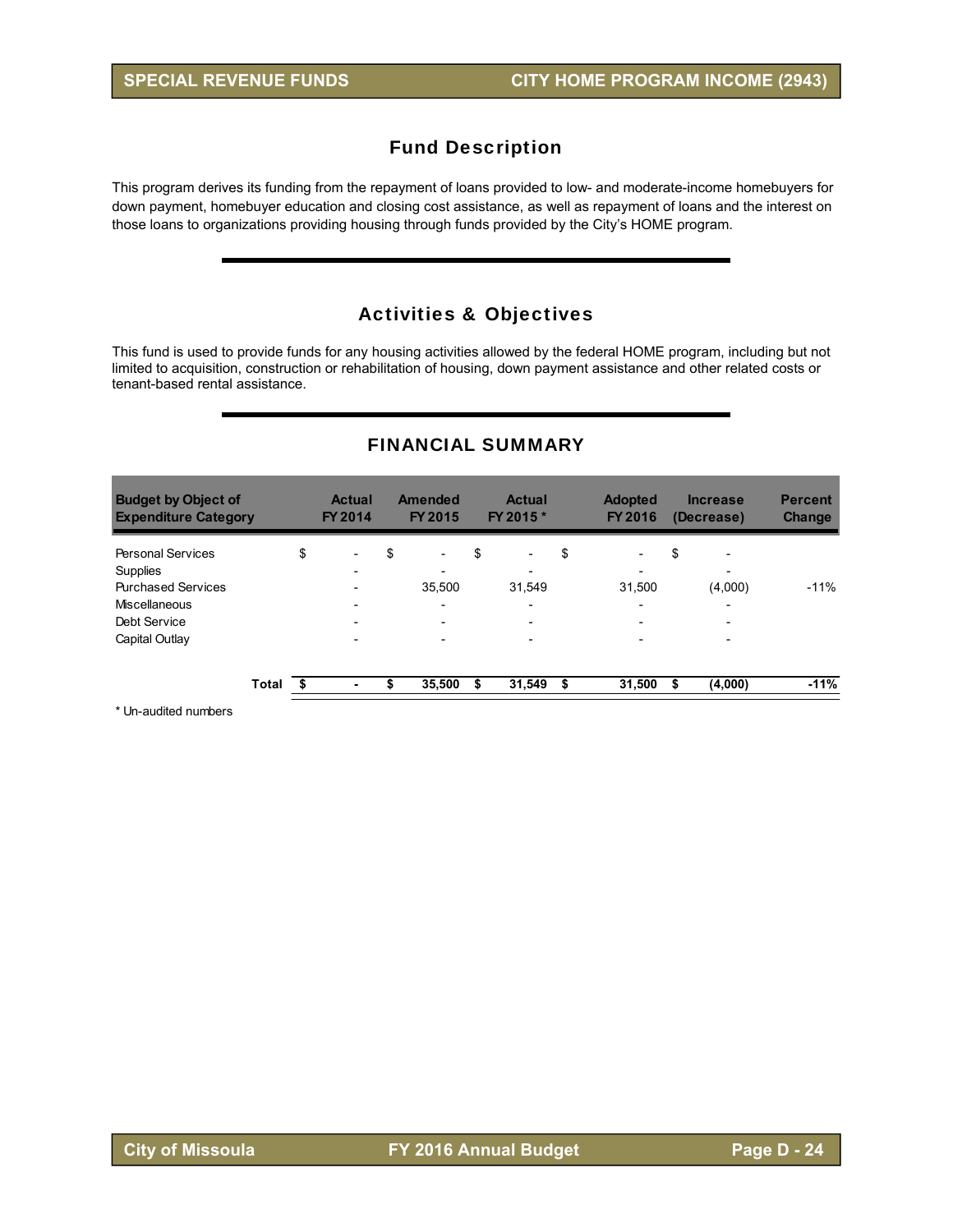## Fund Description

This program derives its funding from the repayment of loans provided to low- and moderate-income homebuyers for down payment, homebuyer education and closing cost assistance, as well as repayment of loans and the interest on those loans to organizations providing housing through funds provided by the City's HOME program.

## Activities & Objectives

This fund is used to provide funds for any housing activities allowed by the federal HOME program, including but not limited to acquisition, construction or rehabilitation of housing, down payment assistance and other related costs or tenant-based rental assistance.

## FINANCIAL SUMMARY

| Budget by Object of Expenditure Category | Actual FY 2014 | Amended FY 2015 | Actual FY 2015 * | Adopted FY 2016 | Increase (Decrease) | Percent Change |
|---|---|---|---|---|---|---|
| Personal Services | $ - | $ - | $ - | $ - | $ - | |
| Supplies | - | - | - | - | - | |
| Purchased Services | - | 35,500 | 31,549 | 31,500 | (4,000) | -11% |
| Miscellaneous | - | - | - | - | - | |
| Debt Service | - | - | - | - | - | |
| Capital Outlay | - | - | - | - | - | |
| **Total** | **$ -** | **$ 35,500** | **$ 31,549** | **$ 31,500** | **$ (4,000)** | **-11%** |

\* Un-audited numbers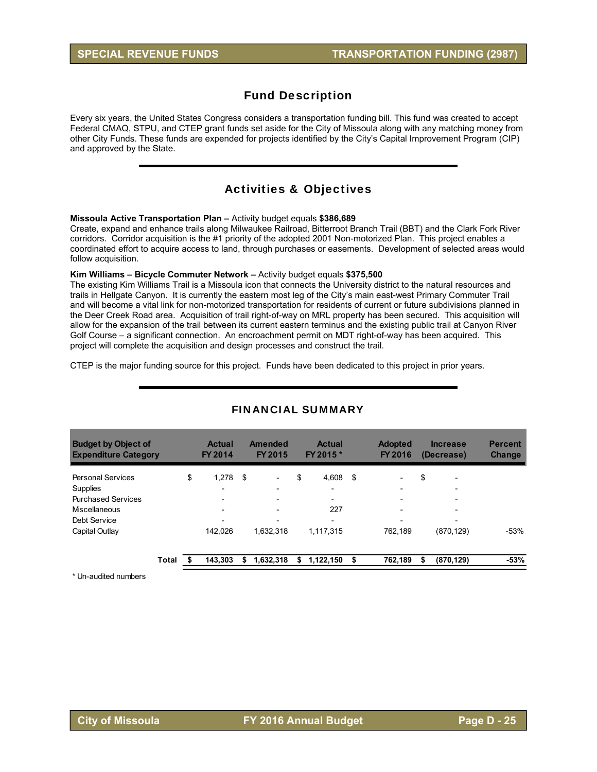# Fund Description

Every six years, the United States Congress considers a transportation funding bill. This fund was created to accept Federal CMAQ, STPU, and CTEP grant funds set aside for the City of Missoula along with any matching money from other City Funds. These funds are expended for projects identified by the City's Capital Improvement Program (CIP) and approved by the State.

# Activities & Objectives

**Missoula Active Transportation Plan –** Activity budget equals **$386,689**
Create, expand and enhance trails along Milwaukee Railroad, Bitterroot Branch Trail (BBT) and the Clark Fork River corridors. Corridor acquisition is the #1 priority of the adopted 2001 Non-motorized Plan. This project enables a coordinated effort to acquire access to land, through purchases or easements. Development of selected areas would follow acquisition.

**Kim Williams – Bicycle Commuter Network –** Activity budget equals **$375,500**
The existing Kim Williams Trail is a Missoula icon that connects the University district to the natural resources and trails in Hellgate Canyon. It is currently the eastern most leg of the City's main east-west Primary Commuter Trail and will become a vital link for non-motorized transportation for residents of current or future subdivisions planned in the Deer Creek Road area. Acquisition of trail right-of-way on MRL property has been secured. This acquisition will allow for the expansion of the trail between its current eastern terminus and the existing public trail at Canyon River Golf Course – a significant connection. An encroachment permit on MDT right-of-way has been acquired. This project will complete the acquisition and design processes and construct the trail.

CTEP is the major funding source for this project. Funds have been dedicated to this project in prior years.

# FINANCIAL SUMMARY

| Budget by Object of Expenditure Category | Actual FY 2014 | Amended FY 2015 | Actual FY 2015 * | Adopted FY 2016 | Increase (Decrease) | Percent Change |
|---|---|---|---|---|---|---|
| Personal Services | $ 1,278 | $ - | $ 4,608 | $ - | $ - | |
| Supplies | - | - | - | - | - | |
| Purchased Services | - | - | - | - | - | |
| Miscellaneous | - | - | 227 | - | - | |
| Debt Service | - | - | - | - | - | |
| Capital Outlay | 142,026 | 1,632,318 | 1,117,315 | 762,189 | (870,129) | -53% |
| **Total** | **$ 143,303** | **$ 1,632,318** | **$ 1,122,150** | **$ 762,189** | **$ (870,129)** | **-53%** |

\* Un-audited numbers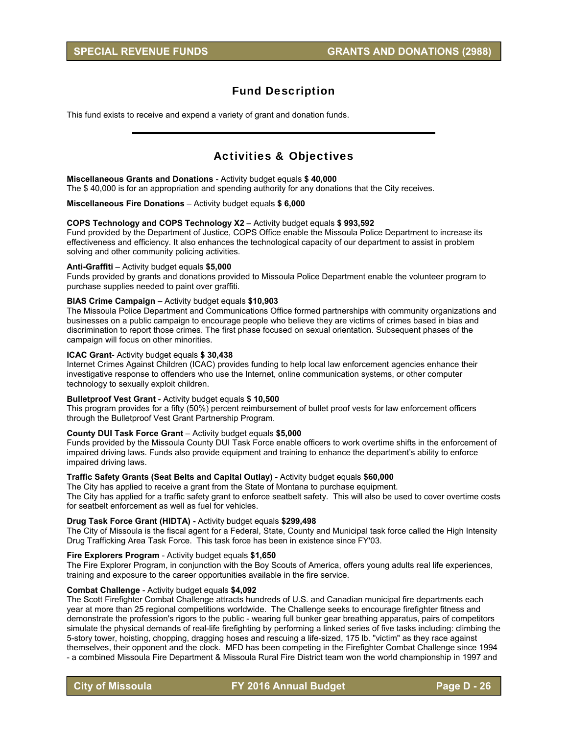## Fund Description

This fund exists to receive and expend a variety of grant and donation funds.

---

## Activities & Objectives

**Miscellaneous Grants and Donations** - Activity budget equals **$ 40,000**
The $ 40,000 is for an appropriation and spending authority for any donations that the City receives.

**Miscellaneous Fire Donations** – Activity budget equals **$ 6,000**

**COPS Technology and COPS Technology X2** – Activity budget equals **$ 993,592**
Fund provided by the Department of Justice, COPS Office enable the Missoula Police Department to increase its effectiveness and efficiency. It also enhances the technological capacity of our department to assist in problem solving and other community policing activities.

**Anti-Graffiti** – Activity budget equals **$5,000**
Funds provided by grants and donations provided to Missoula Police Department enable the volunteer program to purchase supplies needed to paint over graffiti.

**BIAS Crime Campaign** – Activity budget equals **$10,903**
The Missoula Police Department and Communications Office formed partnerships with community organizations and businesses on a public campaign to encourage people who believe they are victims of crimes based in bias and discrimination to report those crimes. The first phase focused on sexual orientation. Subsequent phases of the campaign will focus on other minorities.

**ICAC Grant**- Activity budget equals **$ 30,438**
Internet Crimes Against Children (ICAC) provides funding to help local law enforcement agencies enhance their investigative response to offenders who use the Internet, online communication systems, or other computer technology to sexually exploit children.

**Bulletproof Vest Grant** - Activity budget equals **$ 10,500**
This program provides for a fifty (50%) percent reimbursement of bullet proof vests for law enforcement officers through the Bulletproof Vest Grant Partnership Program.

**County DUI Task Force Grant** – Activity budget equals **$5,000**
Funds provided by the Missoula County DUI Task Force enable officers to work overtime shifts in the enforcement of impaired driving laws. Funds also provide equipment and training to enhance the department's ability to enforce impaired driving laws.

**Traffic Safety Grants (Seat Belts and Capital Outlay)** - Activity budget equals **$60,000**
The City has applied to receive a grant from the State of Montana to purchase equipment.
The City has applied for a traffic safety grant to enforce seatbelt safety. This will also be used to cover overtime costs for seatbelt enforcement as well as fuel for vehicles.

**Drug Task Force Grant (HIDTA) -** Activity budget equals **$299,498**
The City of Missoula is the fiscal agent for a Federal, State, County and Municipal task force called the High Intensity Drug Trafficking Area Task Force. This task force has been in existence since FY'03.

**Fire Explorers Program** - Activity budget equals **$1,650**
The Fire Explorer Program, in conjunction with the Boy Scouts of America, offers young adults real life experiences, training and exposure to the career opportunities available in the fire service.

**Combat Challenge** - Activity budget equals **$4,092**
The Scott Firefighter Combat Challenge attracts hundreds of U.S. and Canadian municipal fire departments each year at more than 25 regional competitions worldwide. The Challenge seeks to encourage firefighter fitness and demonstrate the profession's rigors to the public - wearing full bunker gear breathing apparatus, pairs of competitors simulate the physical demands of real-life firefighting by performing a linked series of five tasks including: climbing the 5-story tower, hoisting, chopping, dragging hoses and rescuing a life-sized, 175 lb. "victim" as they race against themselves, their opponent and the clock. MFD has been competing in the Firefighter Combat Challenge since 1994 - a combined Missoula Fire Department & Missoula Rural Fire District team won the world championship in 1997 and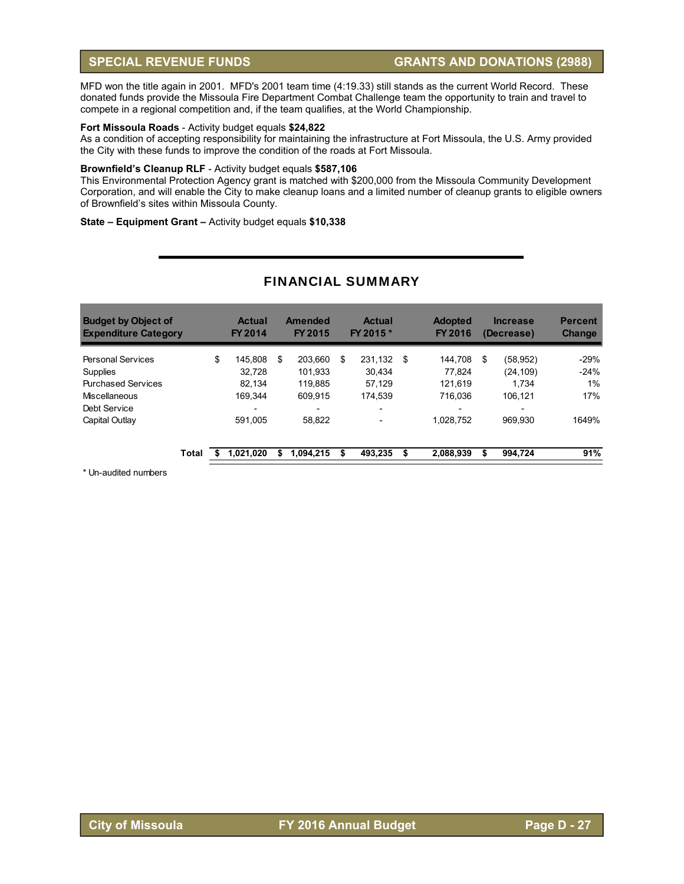MFD won the title again in 2001. MFD's 2001 team time (4:19.33) still stands as the current World Record. These donated funds provide the Missoula Fire Department Combat Challenge team the opportunity to train and travel to compete in a regional competition and, if the team qualifies, at the World Championship.

**Fort Missoula Roads** - Activity budget equals **$24,822**
As a condition of accepting responsibility for maintaining the infrastructure at Fort Missoula, the U.S. Army provided the City with these funds to improve the condition of the roads at Fort Missoula.

**Brownfield's Cleanup RLF** - Activity budget equals **$587,106**
This Environmental Protection Agency grant is matched with $200,000 from the Missoula Community Development Corporation, and will enable the City to make cleanup loans and a limited number of cleanup grants to eligible owners of Brownfield's sites within Missoula County.

**State – Equipment Grant –** Activity budget equals **$10,338**

## FINANCIAL SUMMARY

| Budget by Object of Expenditure Category | Actual FY 2014 | Amended FY 2015 | Actual FY 2015 * | Adopted FY 2016 | Increase (Decrease) | Percent Change |
|---|---|---|---|---|---|---|
| Personal Services | $ 145,808 | $ 203,660 | $ 231,132 | $ 144,708 | $ (58,952) | -29% |
| Supplies | 32,728 | 101,933 | 30,434 | 77,824 | (24,109) | -24% |
| Purchased Services | 82,134 | 119,885 | 57,129 | 121,619 | 1,734 | 1% |
| Miscellaneous | 169,344 | 609,915 | 174,539 | 716,036 | 106,121 | 17% |
| Debt Service | - | - | - | - | - | |
| Capital Outlay | 591,005 | 58,822 | - | 1,028,752 | 969,930 | 1649% |
| **Total** | **$ 1,021,020** | **$ 1,094,215** | **$ 493,235** | **$ 2,088,939** | **$ 994,724** | **91%** |

* Un-audited numbers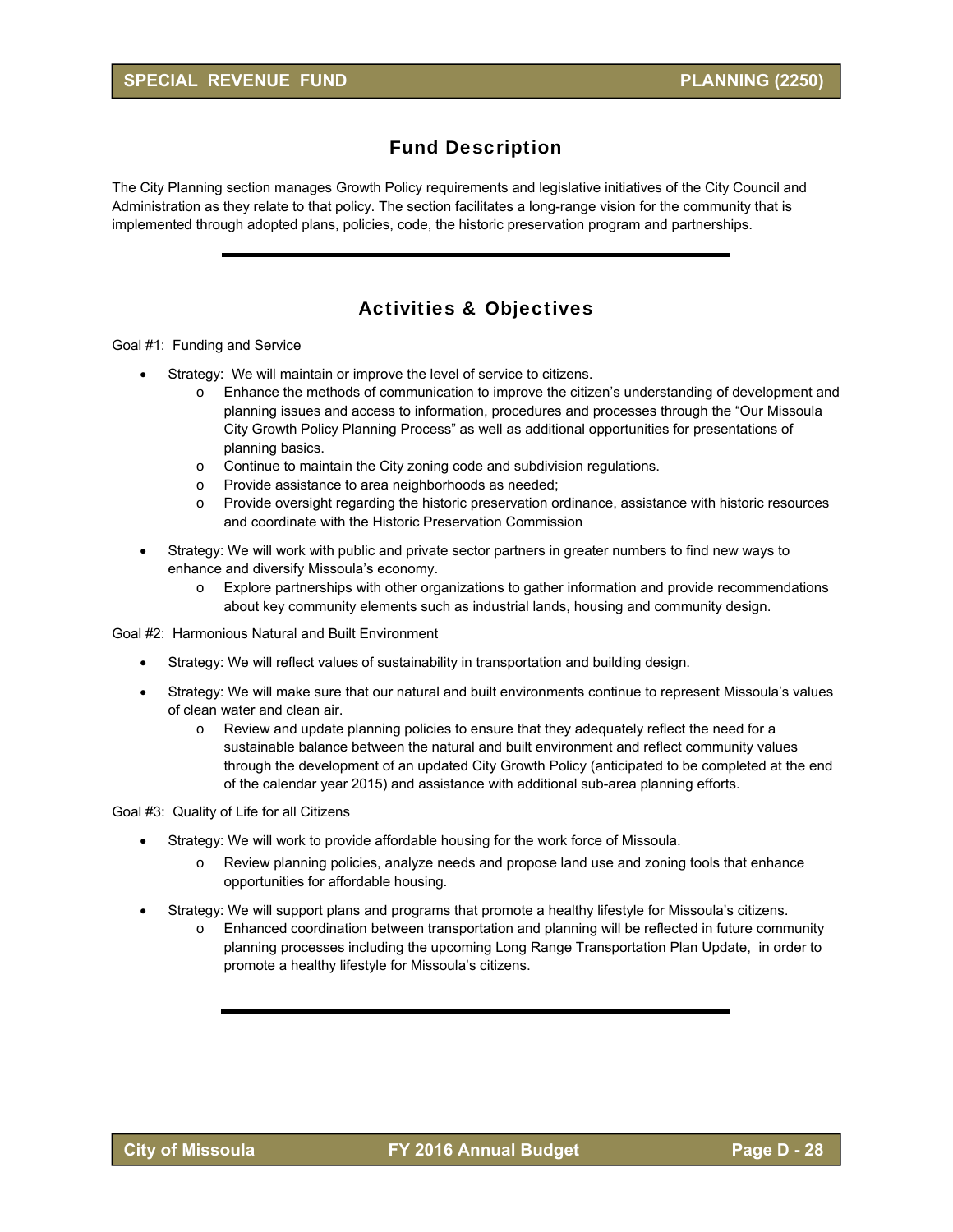## Fund Description

The City Planning section manages Growth Policy requirements and legislative initiatives of the City Council and Administration as they relate to that policy. The section facilitates a long-range vision for the community that is implemented through adopted plans, policies, code, the historic preservation program and partnerships.

---

## Activities & Objectives

Goal #1: Funding and Service

- Strategy: We will maintain or improve the level of service to citizens.
  - Enhance the methods of communication to improve the citizen's understanding of development and planning issues and access to information, procedures and processes through the "Our Missoula City Growth Policy Planning Process" as well as additional opportunities for presentations of planning basics.
  - Continue to maintain the City zoning code and subdivision regulations.
  - Provide assistance to area neighborhoods as needed;
  - Provide oversight regarding the historic preservation ordinance, assistance with historic resources and coordinate with the Historic Preservation Commission
- Strategy: We will work with public and private sector partners in greater numbers to find new ways to enhance and diversify Missoula's economy.
  - Explore partnerships with other organizations to gather information and provide recommendations about key community elements such as industrial lands, housing and community design.

Goal #2: Harmonious Natural and Built Environment

- Strategy: We will reflect values of sustainability in transportation and building design.
- Strategy: We will make sure that our natural and built environments continue to represent Missoula's values of clean water and clean air.
  - Review and update planning policies to ensure that they adequately reflect the need for a sustainable balance between the natural and built environment and reflect community values through the development of an updated City Growth Policy (anticipated to be completed at the end of the calendar year 2015) and assistance with additional sub-area planning efforts.

Goal #3: Quality of Life for all Citizens

- Strategy: We will work to provide affordable housing for the work force of Missoula.
  - Review planning policies, analyze needs and propose land use and zoning tools that enhance opportunities for affordable housing.
- Strategy: We will support plans and programs that promote a healthy lifestyle for Missoula's citizens.
  - Enhanced coordination between transportation and planning will be reflected in future community planning processes including the upcoming Long Range Transportation Plan Update, in order to promote a healthy lifestyle for Missoula's citizens.

---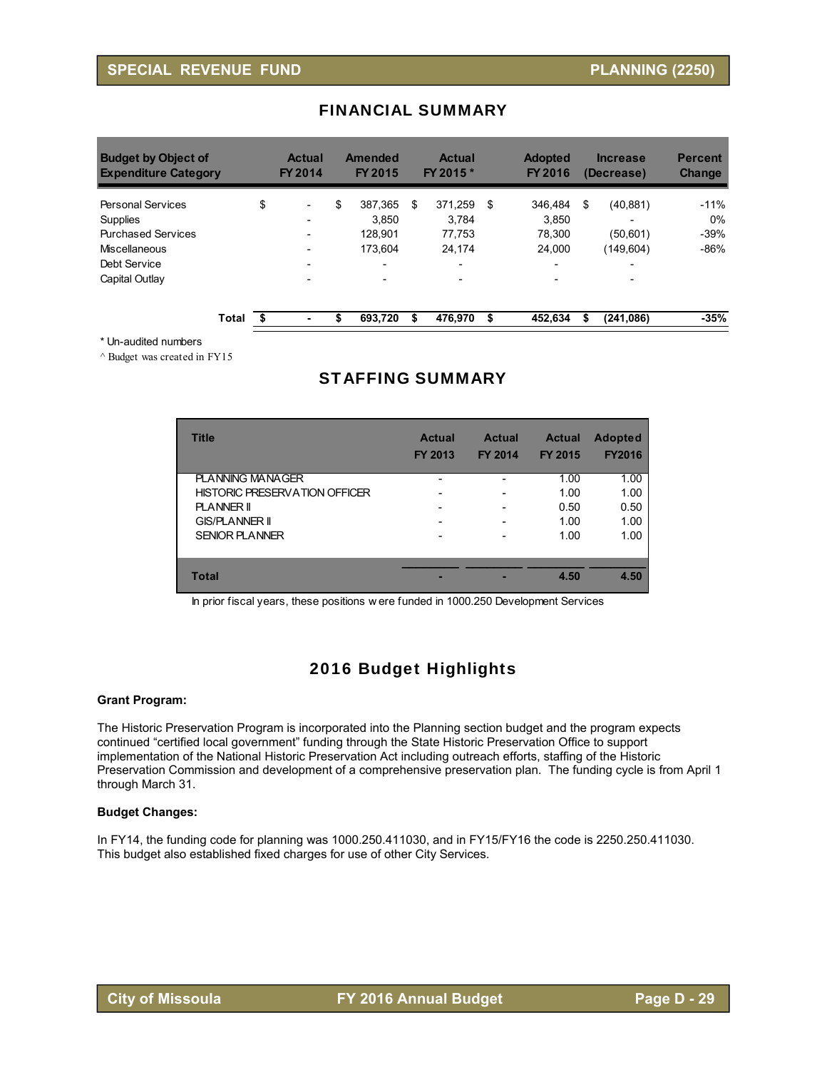SPECIAL REVENUE FUND — PLANNING (2250)

## FINANCIAL SUMMARY

| Budget by Object of Expenditure Category | Actual FY 2014 | Amended FY 2015 | Actual FY 2015 * | Adopted FY 2016 | Increase (Decrease) | Percent Change |
|---|---|---|---|---|---|---|
| Personal Services | $ - | $ 387,365 | $ 371,259 | $ 346,484 | $ (40,881) | -11% |
| Supplies | - | 3,850 | 3,784 | 3,850 | - | 0% |
| Purchased Services | - | 128,901 | 77,753 | 78,300 | (50,601) | -39% |
| Miscellaneous | - | 173,604 | 24,174 | 24,000 | (149,604) | -86% |
| Debt Service | - | - | - | - | - | |
| Capital Outlay | - | - | - | - | - | |
| **Total** | **$ -** | **$ 693,720** | **$ 476,970** | **$ 452,634** | **$ (241,086)** | **-35%** |

\* Un-audited numbers

^ Budget was created in FY15

## STAFFING SUMMARY

| Title | Actual FY 2013 | Actual FY 2014 | Actual FY 2015 | Adopted FY2016 |
|---|---|---|---|---|
| PLANNING MANAGER | - | - | 1.00 | 1.00 |
| HISTORIC PRESERVATION OFFICER | - | - | 1.00 | 1.00 |
| PLANNER II | - | - | 0.50 | 0.50 |
| GIS/PLANNER II | - | - | 1.00 | 1.00 |
| SENIOR PLANNER | - | - | 1.00 | 1.00 |
| **Total** | **-** | **-** | **4.50** | **4.50** |

In prior fiscal years, these positions were funded in 1000.250 Development Services

## 2016 Budget Highlights

**Grant Program:**

The Historic Preservation Program is incorporated into the Planning section budget and the program expects continued "certified local government" funding through the State Historic Preservation Office to support implementation of the National Historic Preservation Act including outreach efforts, staffing of the Historic Preservation Commission and development of a comprehensive preservation plan. The funding cycle is from April 1 through March 31.

**Budget Changes:**

In FY14, the funding code for planning was 1000.250.411030, and in FY15/FY16 the code is 2250.250.411030. This budget also established fixed charges for use of other City Services.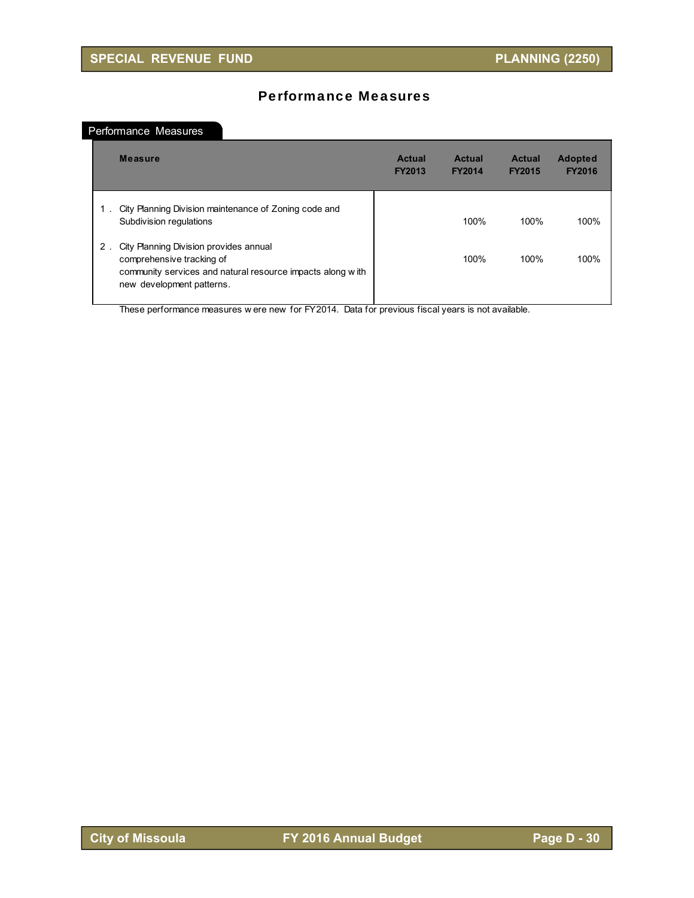# Performance Measures

## Performance Measures

| Measure | Actual FY2013 | Actual FY2014 | Actual FY2015 | Adopted FY2016 |
|---|---|---|---|---|
| 1. City Planning Division maintenance of Zoning code and Subdivision regulations | | 100% | 100% | 100% |
| 2. City Planning Division provides annual comprehensive tracking of community services and natural resource impacts along with new development patterns. | | 100% | 100% | 100% |

These performance measures were new for FY2014. Data for previous fiscal years is not available.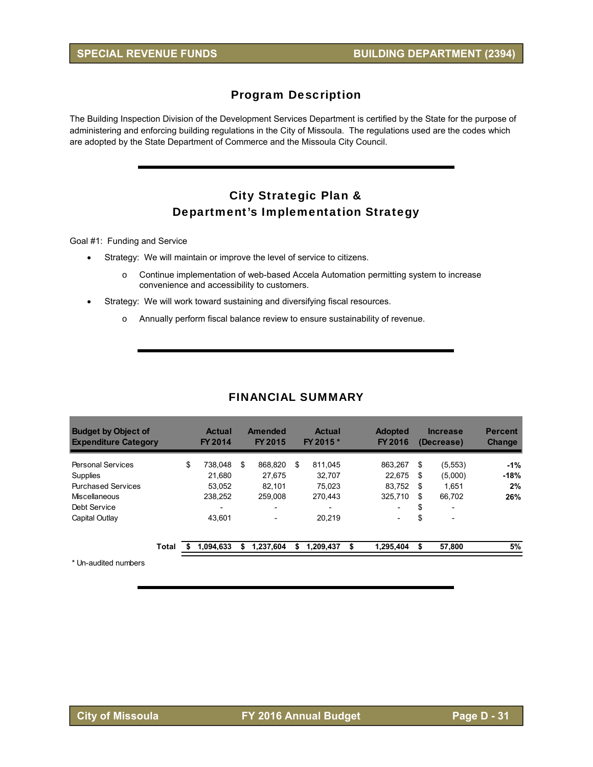## SPECIAL REVENUE FUNDS — BUILDING DEPARTMENT (2394)

## Program Description

The Building Inspection Division of the Development Services Department is certified by the State for the purpose of administering and enforcing building regulations in the City of Missoula. The regulations used are the codes which are adopted by the State Department of Commerce and the Missoula City Council.

## City Strategic Plan & Department's Implementation Strategy

Goal #1: Funding and Service

- Strategy: We will maintain or improve the level of service to citizens.
  - Continue implementation of web-based Accela Automation permitting system to increase convenience and accessibility to customers.
- Strategy: We will work toward sustaining and diversifying fiscal resources.
  - Annually perform fiscal balance review to ensure sustainability of revenue.

## FINANCIAL SUMMARY

| Budget by Object of Expenditure Category | Actual FY 2014 | Amended FY 2015 | Actual FY 2015 * | Adopted FY 2016 | Increase (Decrease) | Percent Change |
|---|---|---|---|---|---|---|
| Personal Services | $ 738,048 | $ 868,820 | $ 811,045 | 863,267 | $ (5,553) | **-1%** |
| Supplies | 21,680 | 27,675 | 32,707 | 22,675 | $ (5,000) | **-18%** |
| Purchased Services | 53,052 | 82,101 | 75,023 | 83,752 | $ 1,651 | **2%** |
| Miscellaneous | 238,252 | 259,008 | 270,443 | 325,710 | $ 66,702 | **26%** |
| Debt Service | - | - | - | - | $ - | |
| Capital Outlay | 43,601 | - | 20,219 | - | $ - | |
| **Total** | **$ 1,094,633** | **$ 1,237,604** | **$ 1,209,437** | **$ 1,295,404** | **$ 57,800** | **5%** |

\* Un-audited numbers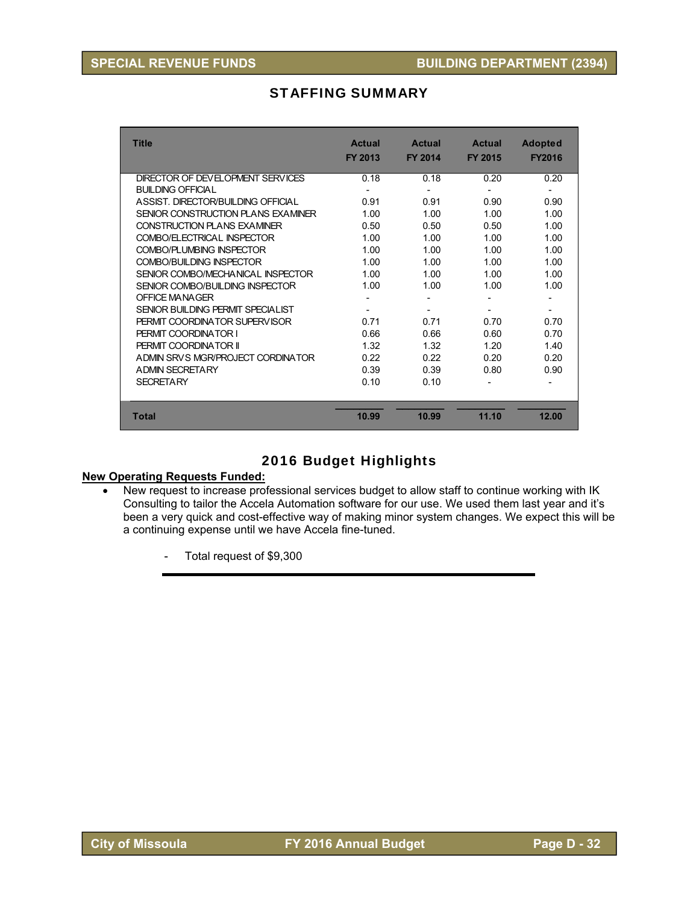## STAFFING SUMMARY

| Title | Actual FY 2013 | Actual FY 2014 | Actual FY 2015 | Adopted FY2016 |
|---|---|---|---|---|
| DIRECTOR OF DEVELOPMENT SERVICES | 0.18 | 0.18 | 0.20 | 0.20 |
| BUILDING OFFICIAL | - | - | - | - |
| ASSIST. DIRECTOR/BUILDING OFFICIAL | 0.91 | 0.91 | 0.90 | 0.90 |
| SENIOR CONSTRUCTION PLANS EXAMINER | 1.00 | 1.00 | 1.00 | 1.00 |
| CONSTRUCTION PLANS EXAMINER | 0.50 | 0.50 | 0.50 | 1.00 |
| COMBO/ELECTRICAL INSPECTOR | 1.00 | 1.00 | 1.00 | 1.00 |
| COMBO/PLUMBING INSPECTOR | 1.00 | 1.00 | 1.00 | 1.00 |
| COMBO/BUILDING INSPECTOR | 1.00 | 1.00 | 1.00 | 1.00 |
| SENIOR COMBO/MECHANICAL INSPECTOR | 1.00 | 1.00 | 1.00 | 1.00 |
| SENIOR COMBO/BUILDING INSPECTOR | 1.00 | 1.00 | 1.00 | 1.00 |
| OFFICE MANAGER | - | - | - | - |
| SENIOR BUILDING PERMIT SPECIALIST | - | - | - | - |
| PERMIT COORDINATOR SUPERVISOR | 0.71 | 0.71 | 0.70 | 0.70 |
| PERMIT COORDINATOR I | 0.66 | 0.66 | 0.60 | 0.70 |
| PERMIT COORDINATOR II | 1.32 | 1.32 | 1.20 | 1.40 |
| ADMIN SRVS MGR/PROJECT CORDINATOR | 0.22 | 0.22 | 0.20 | 0.20 |
| ADMIN SECRETARY | 0.39 | 0.39 | 0.80 | 0.90 |
| SECRETARY | 0.10 | 0.10 | - | - |
| **Total** | **10.99** | **10.99** | **11.10** | **12.00** |

## 2016 Budget Highlights

**New Operating Requests Funded:**

- New request to increase professional services budget to allow staff to continue working with IK Consulting to tailor the Accela Automation software for our use. We used them last year and it's been a very quick and cost-effective way of making minor system changes. We expect this will be a continuing expense until we have Accela fine-tuned.

  - Total request of $9,300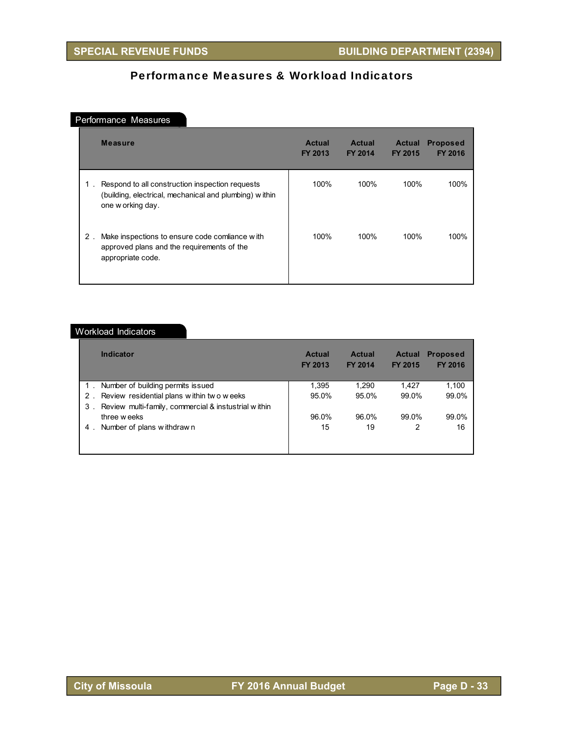## Performance Measures & Workload Indicators

### Performance Measures

| Measure | Actual FY 2013 | Actual FY 2014 | Actual FY 2015 | Proposed FY 2016 |
|---|---|---|---|---|
| 1 . Respond to all construction inspection requests (building, electrical, mechanical and plumbing) within one working day. | 100% | 100% | 100% | 100% |
| 2 . Make inspections to ensure code comliance with approved plans and the requirements of the appropriate code. | 100% | 100% | 100% | 100% |

### Workload Indicators

| Indicator | Actual FY 2013 | Actual FY 2014 | Actual FY 2015 | Proposed FY 2016 |
|---|---|---|---|---|
| 1 . Number of building permits issued | 1,395 | 1,290 | 1,427 | 1,100 |
| 2 . Review residential plans within two weeks | 95.0% | 95.0% | 99.0% | 99.0% |
| 3 . Review multi-family, commercial & instustrial within three weeks | 96.0% | 96.0% | 99.0% | 99.0% |
| 4 . Number of plans withdrawn | 15 | 19 | 2 | 16 |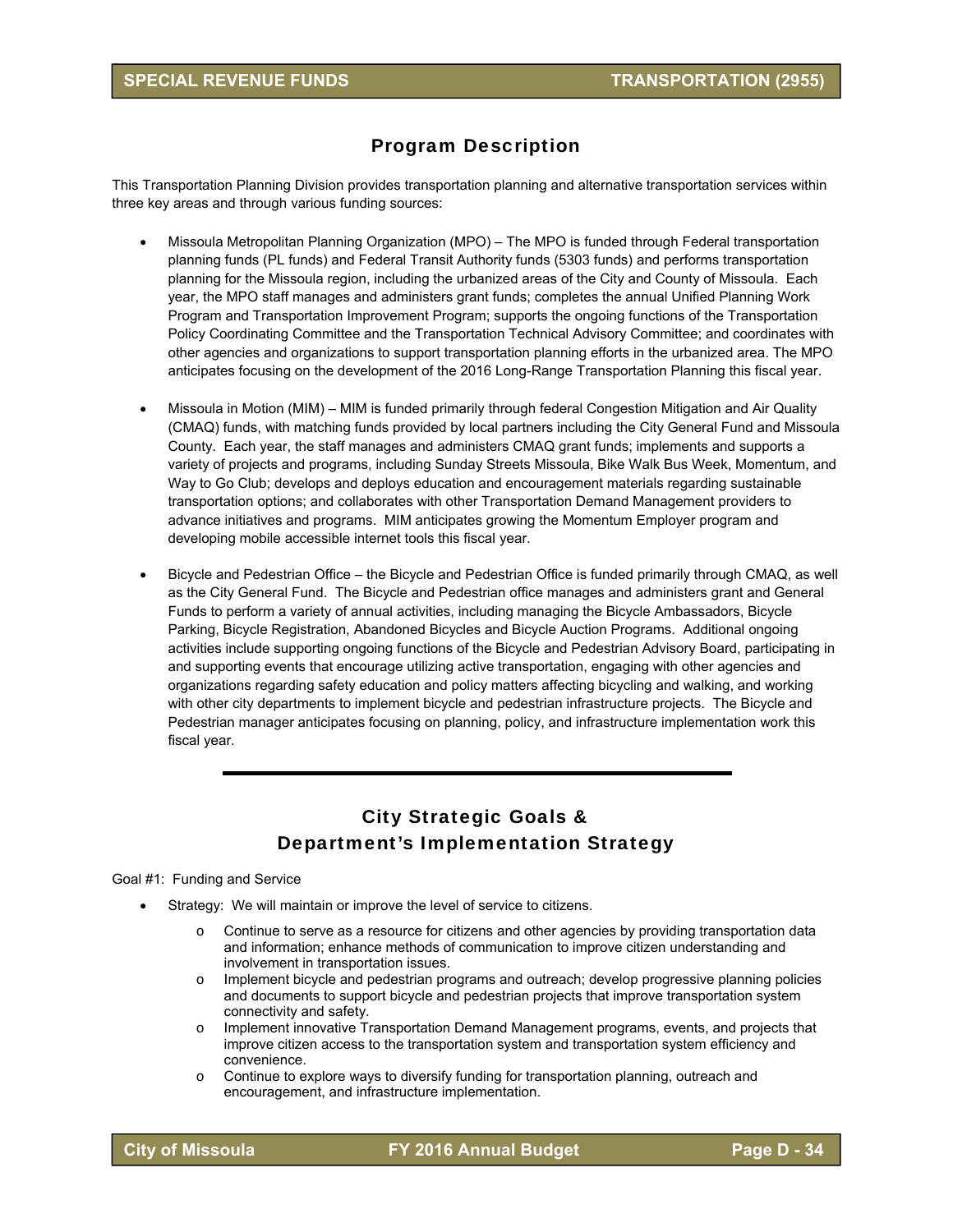## Program Description

This Transportation Planning Division provides transportation planning and alternative transportation services within three key areas and through various funding sources:

- Missoula Metropolitan Planning Organization (MPO) – The MPO is funded through Federal transportation planning funds (PL funds) and Federal Transit Authority funds (5303 funds) and performs transportation planning for the Missoula region, including the urbanized areas of the City and County of Missoula. Each year, the MPO staff manages and administers grant funds; completes the annual Unified Planning Work Program and Transportation Improvement Program; supports the ongoing functions of the Transportation Policy Coordinating Committee and the Transportation Technical Advisory Committee; and coordinates with other agencies and organizations to support transportation planning efforts in the urbanized area. The MPO anticipates focusing on the development of the 2016 Long-Range Transportation Planning this fiscal year.

- Missoula in Motion (MIM) – MIM is funded primarily through federal Congestion Mitigation and Air Quality (CMAQ) funds, with matching funds provided by local partners including the City General Fund and Missoula County. Each year, the staff manages and administers CMAQ grant funds; implements and supports a variety of projects and programs, including Sunday Streets Missoula, Bike Walk Bus Week, Momentum, and Way to Go Club; develops and deploys education and encouragement materials regarding sustainable transportation options; and collaborates with other Transportation Demand Management providers to advance initiatives and programs. MIM anticipates growing the Momentum Employer program and developing mobile accessible internet tools this fiscal year.

- Bicycle and Pedestrian Office – the Bicycle and Pedestrian Office is funded primarily through CMAQ, as well as the City General Fund. The Bicycle and Pedestrian office manages and administers grant and General Funds to perform a variety of annual activities, including managing the Bicycle Ambassadors, Bicycle Parking, Bicycle Registration, Abandoned Bicycles and Bicycle Auction Programs. Additional ongoing activities include supporting ongoing functions of the Bicycle and Pedestrian Advisory Board, participating in and supporting events that encourage utilizing active transportation, engaging with other agencies and organizations regarding safety education and policy matters affecting bicycling and walking, and working with other city departments to implement bicycle and pedestrian infrastructure projects. The Bicycle and Pedestrian manager anticipates focusing on planning, policy, and infrastructure implementation work this fiscal year.

---

## City Strategic Goals & Department's Implementation Strategy

Goal #1: Funding and Service

- Strategy: We will maintain or improve the level of service to citizens.
  - Continue to serve as a resource for citizens and other agencies by providing transportation data and information; enhance methods of communication to improve citizen understanding and involvement in transportation issues.
  - Implement bicycle and pedestrian programs and outreach; develop progressive planning policies and documents to support bicycle and pedestrian projects that improve transportation system connectivity and safety.
  - Implement innovative Transportation Demand Management programs, events, and projects that improve citizen access to the transportation system and transportation system efficiency and convenience.
  - Continue to explore ways to diversify funding for transportation planning, outreach and encouragement, and infrastructure implementation.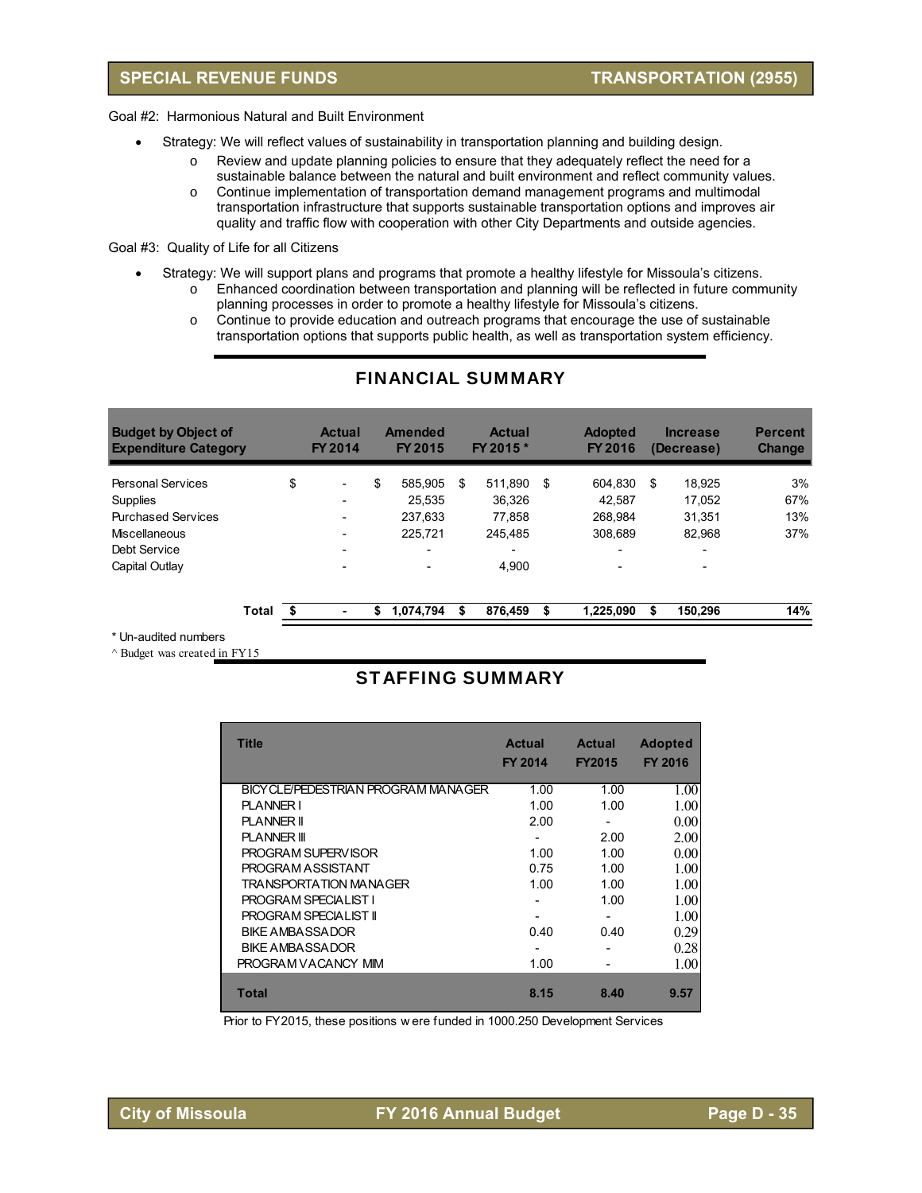Goal #2: Harmonious Natural and Built Environment

- Strategy: We will reflect values of sustainability in transportation planning and building design.
  - Review and update planning policies to ensure that they adequately reflect the need for a sustainable balance between the natural and built environment and reflect community values.
  - Continue implementation of transportation demand management programs and multimodal transportation infrastructure that supports sustainable transportation options and improves air quality and traffic flow with cooperation with other City Departments and outside agencies.

Goal #3: Quality of Life for all Citizens

- Strategy: We will support plans and programs that promote a healthy lifestyle for Missoula's citizens.
  - Enhanced coordination between transportation and planning will be reflected in future community planning processes in order to promote a healthy lifestyle for Missoula's citizens.
  - Continue to provide education and outreach programs that encourage the use of sustainable transportation options that supports public health, as well as transportation system efficiency.

## FINANCIAL SUMMARY

| Budget by Object of Expenditure Category | Actual FY 2014 | Amended FY 2015 | Actual FY 2015 * | Adopted FY 2016 | Increase (Decrease) | Percent Change |
|---|---|---|---|---|---|---|
| Personal Services | $ - | $ 585,905 | $ 511,890 | $ 604,830 | $ 18,925 | 3% |
| Supplies | - | 25,535 | 36,326 | 42,587 | 17,052 | 67% |
| Purchased Services | - | 237,633 | 77,858 | 268,984 | 31,351 | 13% |
| Miscellaneous | - | 225,721 | 245,485 | 308,689 | 82,968 | 37% |
| Debt Service | - | - | - | - | - | |
| Capital Outlay | - | - | 4,900 | - | - | |
| **Total** | **$ -** | **$ 1,074,794** | **$ 876,459** | **$ 1,225,090** | **$ 150,296** | **14%** |

\* Un-audited numbers

^ Budget was created in FY15

## STAFFING SUMMARY

| Title | Actual FY 2014 | Actual FY2015 | Adopted FY 2016 |
|---|---|---|---|
| BICYCLE/PEDESTRIAN PROGRAM MANAGER | 1.00 | 1.00 | 1.00 |
| PLANNER I | 1.00 | 1.00 | 1.00 |
| PLANNER II | 2.00 | - | 0.00 |
| PLANNER III | - | 2.00 | 2.00 |
| PROGRAM SUPERVISOR | 1.00 | 1.00 | 0.00 |
| PROGRAM ASSISTANT | 0.75 | 1.00 | 1.00 |
| TRANSPORTATION MANAGER | 1.00 | 1.00 | 1.00 |
| PROGRAM SPECIALIST I | - | 1.00 | 1.00 |
| PROGRAM SPECIALIST II | - | - | 1.00 |
| BIKE AMBASSADOR | 0.40 | 0.40 | 0.29 |
| BIKE AMBASSADOR | - | - | 0.28 |
| PROGRAM VACANCY MIM | 1.00 | - | 1.00 |
| **Total** | **8.15** | **8.40** | **9.57** |

Prior to FY2015, these positions were funded in 1000.250 Development Services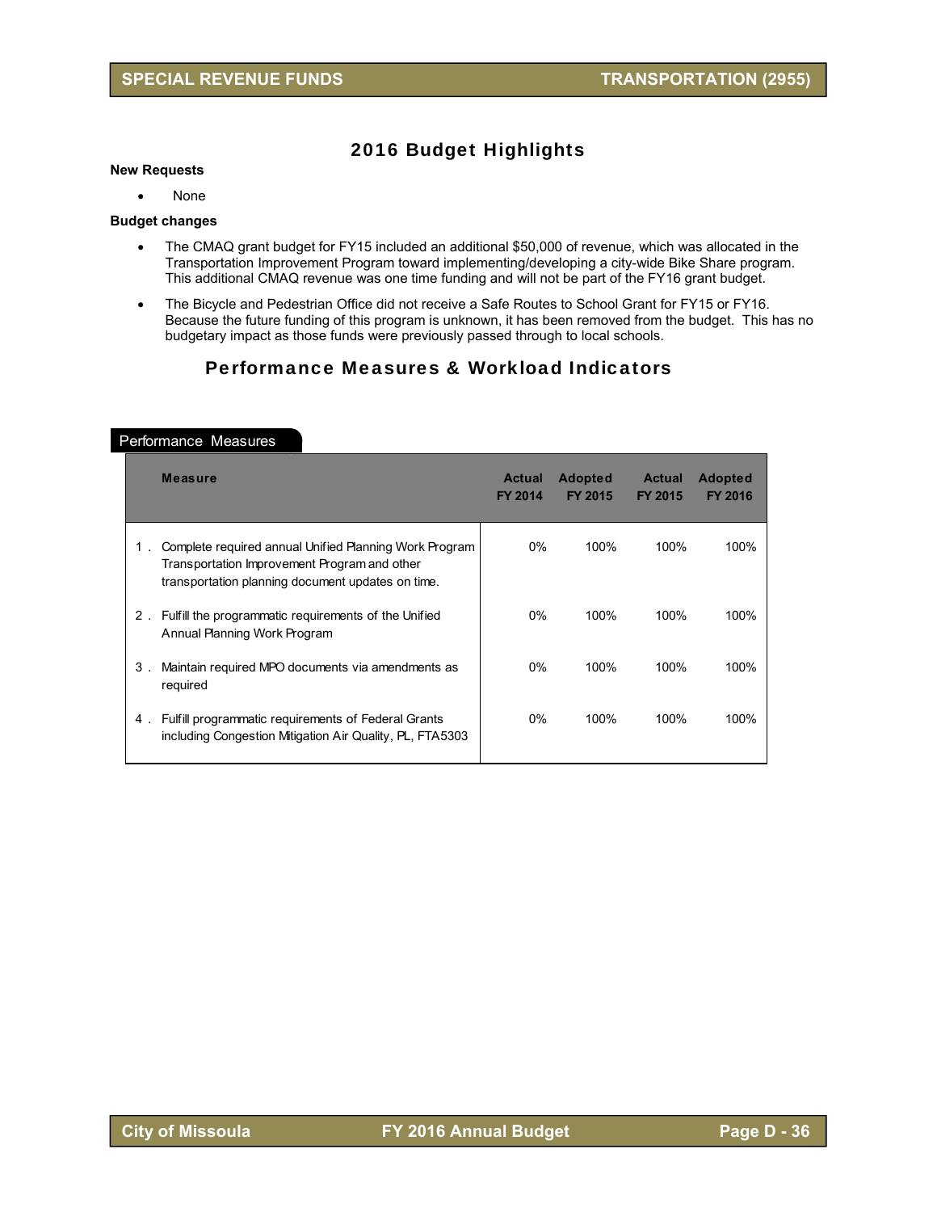## 2016 Budget Highlights

**New Requests**

- None

**Budget changes**

- The CMAQ grant budget for FY15 included an additional $50,000 of revenue, which was allocated in the Transportation Improvement Program toward implementing/developing a city-wide Bike Share program. This additional CMAQ revenue was one time funding and will not be part of the FY16 grant budget.
- The Bicycle and Pedestrian Office did not receive a Safe Routes to School Grant for FY15 or FY16. Because the future funding of this program is unknown, it has been removed from the budget. This has no budgetary impact as those funds were previously passed through to local schools.

## Performance Measures & Workload Indicators

### Performance Measures

| | Measure | Actual FY 2014 | Adopted FY 2015 | Actual FY 2015 | Adopted FY 2016 |
|---|---|---|---|---|---|
| 1. | Complete required annual Unified Planning Work Program Transportation Improvement Program and other transportation planning document updates on time. | 0% | 100% | 100% | 100% |
| 2. | Fulfill the programmatic requirements of the Unified Annual Planning Work Program | 0% | 100% | 100% | 100% |
| 3. | Maintain required MPO documents via amendments as required | 0% | 100% | 100% | 100% |
| 4. | Fulfill programmatic requirements of Federal Grants including Congestion Mitigation Air Quality, PL, FTA5303 | 0% | 100% | 100% | 100% |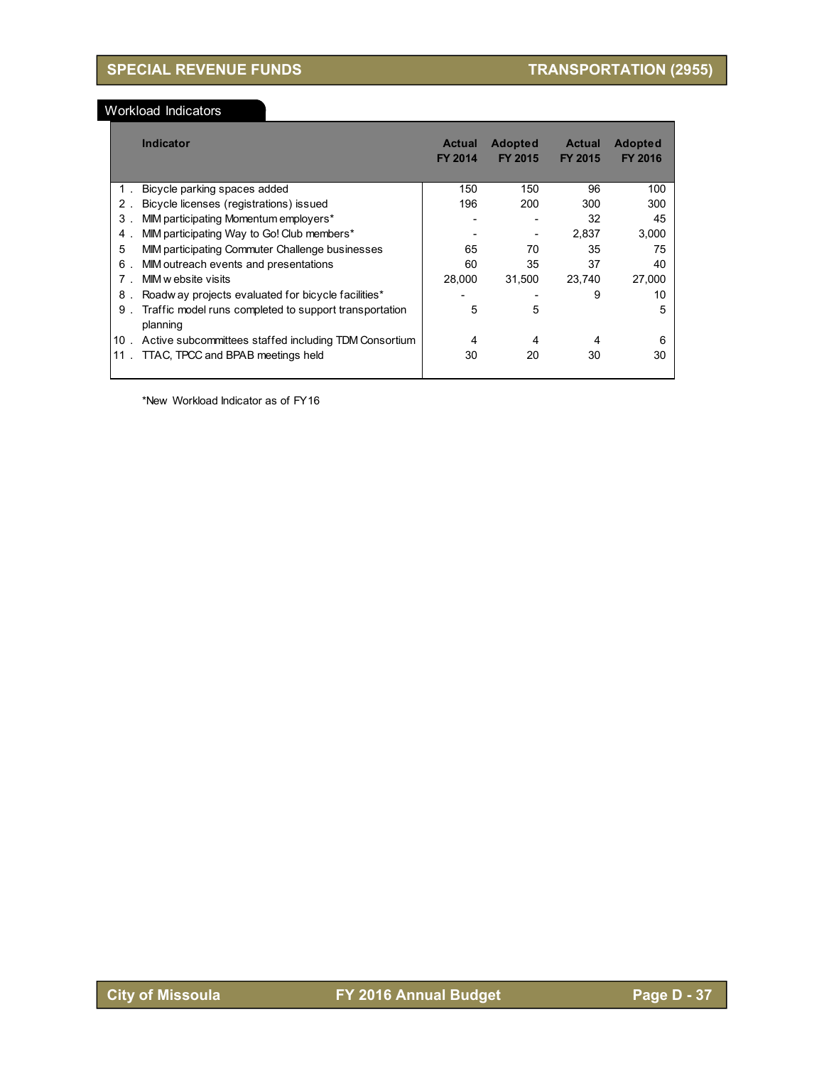## Workload Indicators

| | Indicator | Actual FY 2014 | Adopted FY 2015 | Actual FY 2015 | Adopted FY 2016 |
|---|---|---|---|---|---|
| 1 . | Bicycle parking spaces added | 150 | 150 | 96 | 100 |
| 2 . | Bicycle licenses (registrations) issued | 196 | 200 | 300 | 300 |
| 3 . | MIM participating Momentum employers* | - | - | 32 | 45 |
| 4 . | MIM participating Way to Go! Club members* | - | - | 2,837 | 3,000 |
| 5 | MIM participating Commuter Challenge businesses | 65 | 70 | 35 | 75 |
| 6 . | MIM outreach events and presentations | 60 | 35 | 37 | 40 |
| 7 . | MIM website visits | 28,000 | 31,500 | 23,740 | 27,000 |
| 8 . | Roadway projects evaluated for bicycle facilities* | - | - | 9 | 10 |
| 9 . | Traffic model runs completed to support transportation planning | 5 | 5 | | 5 |
| 10 . | Active subcommittees staffed including TDM Consortium | 4 | 4 | 4 | 6 |
| 11 . | TTAC, TPCC and BPAB meetings held | 30 | 20 | 30 | 30 |

*New Workload Indicator as of FY16